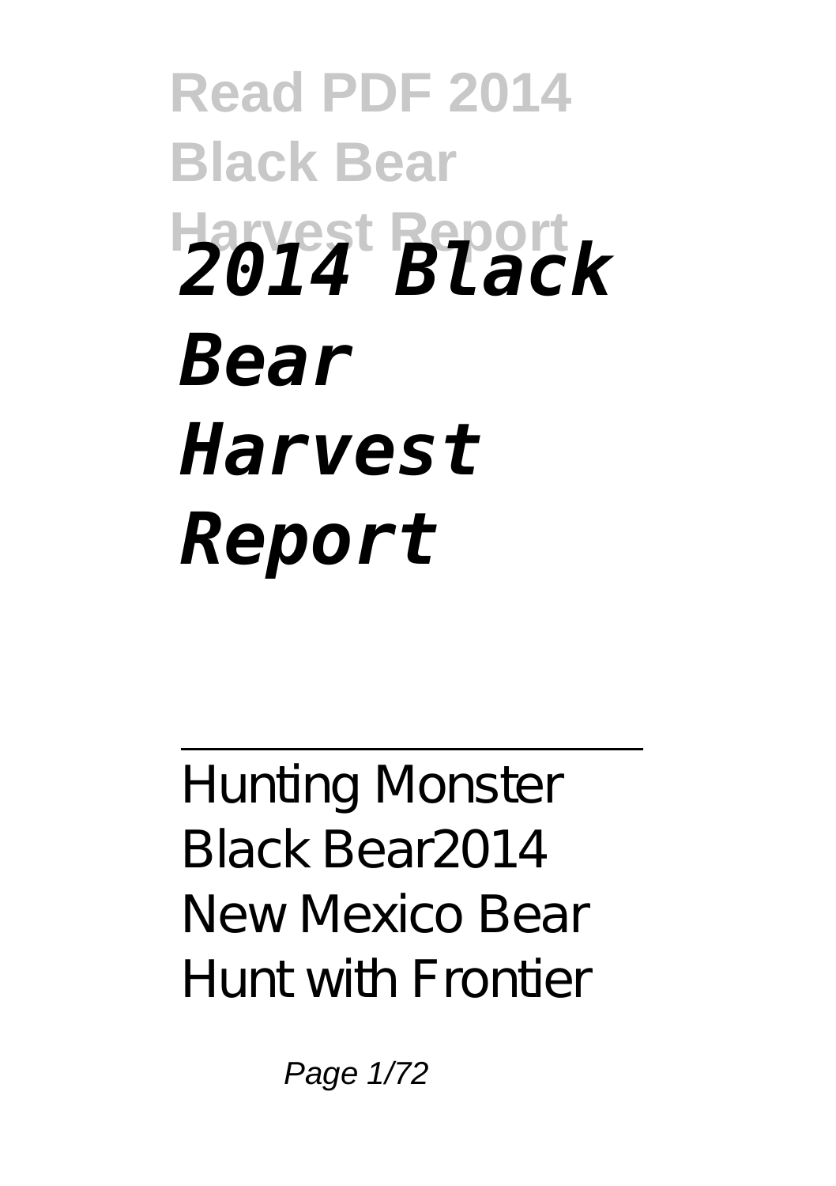# *2014 Black Bear Harvest Report*

---

Hunting Monster Black Bear2014 New Mexico Bear Hunt with Frontier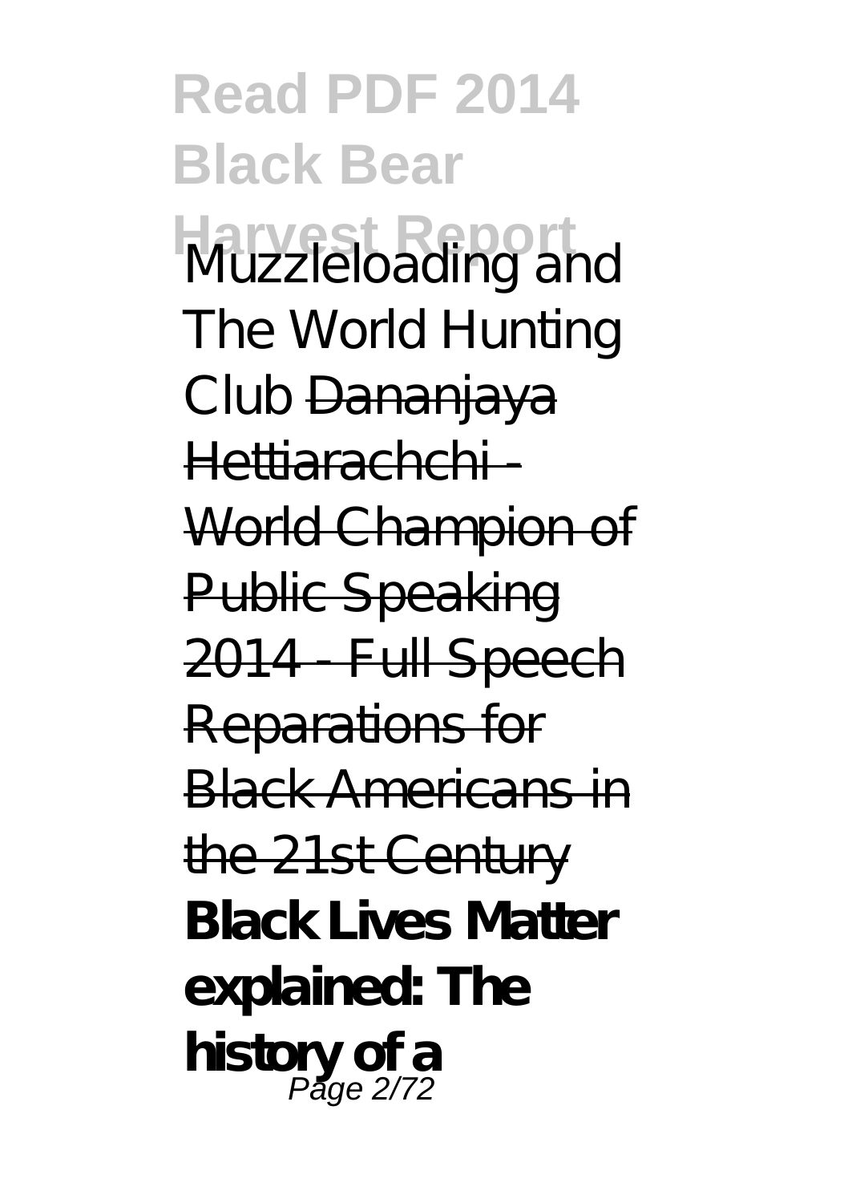Muzzleloading and The World Hunting Club ~~Dananjaya Hettiarachchi - World Champion of Public Speaking 2014 - Full Speech~~ ~~Reparations for Black Americans in the 21st Century~~ **Black Lives Matter explained: The history of a**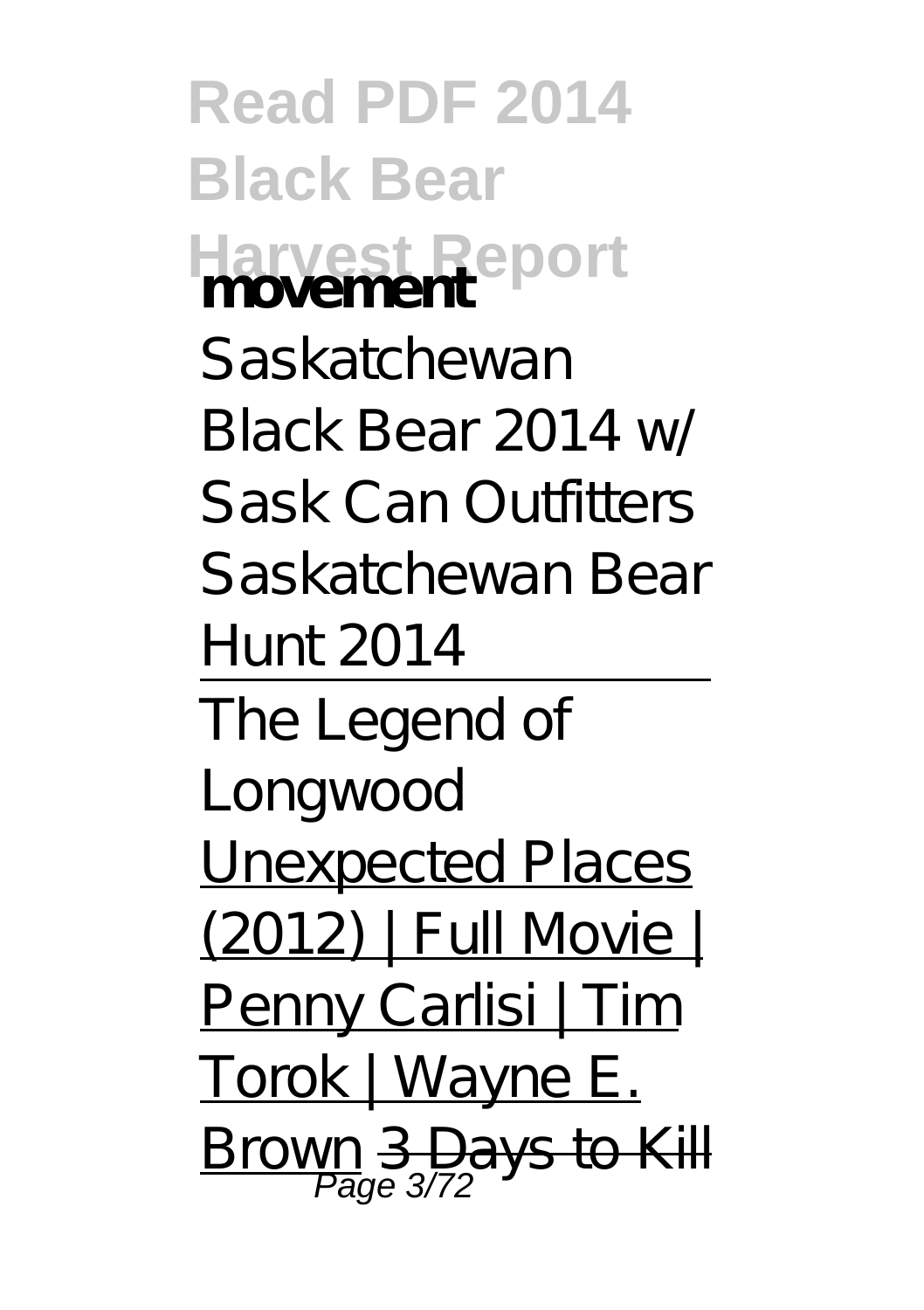**movement**

*Saskatchewan Black Bear 2014 w/ Sask Can Outfitters* *Saskatchewan Bear Hunt 2014*

The Legend of Longwood

Unexpected Places (2012) | Full Movie | Penny Carlisi | Tim Torok | Wayne E. Brown ~~3 Days to Kill~~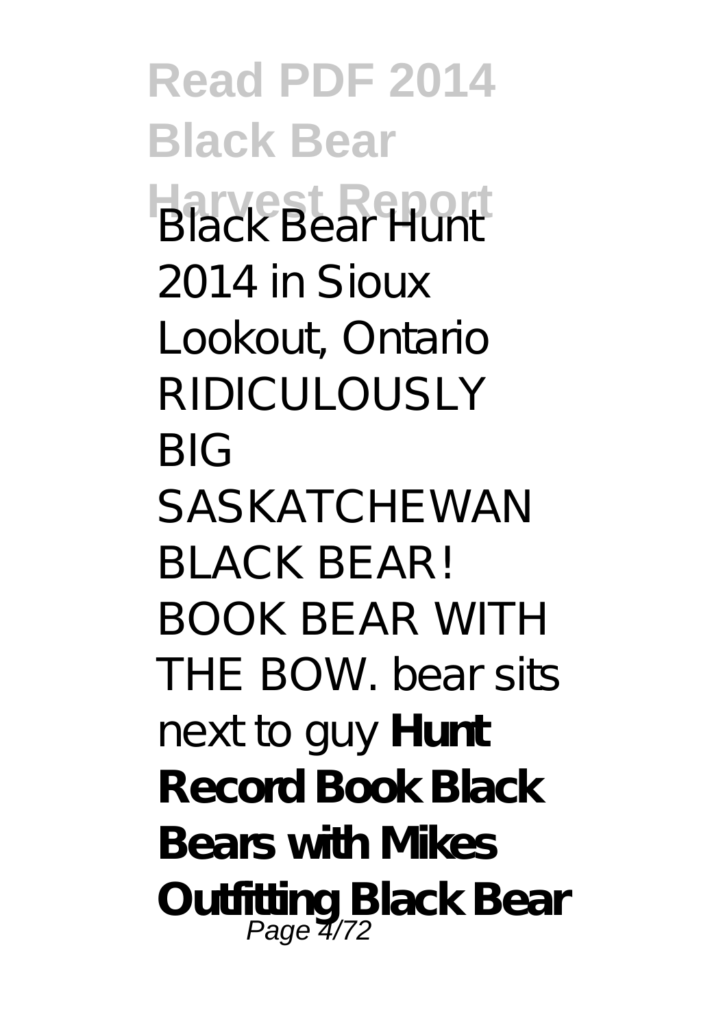*Black Bear Hunt 2014 in Sioux Lookout, Ontario* *RIDICULOUSLY BIG SASKATCHEWAN BLACK BEAR! BOOK BEAR WITH THE BOW. bear sits next to guy* **Hunt Record Book Black Bears with Mikes Outfitting Black Bear**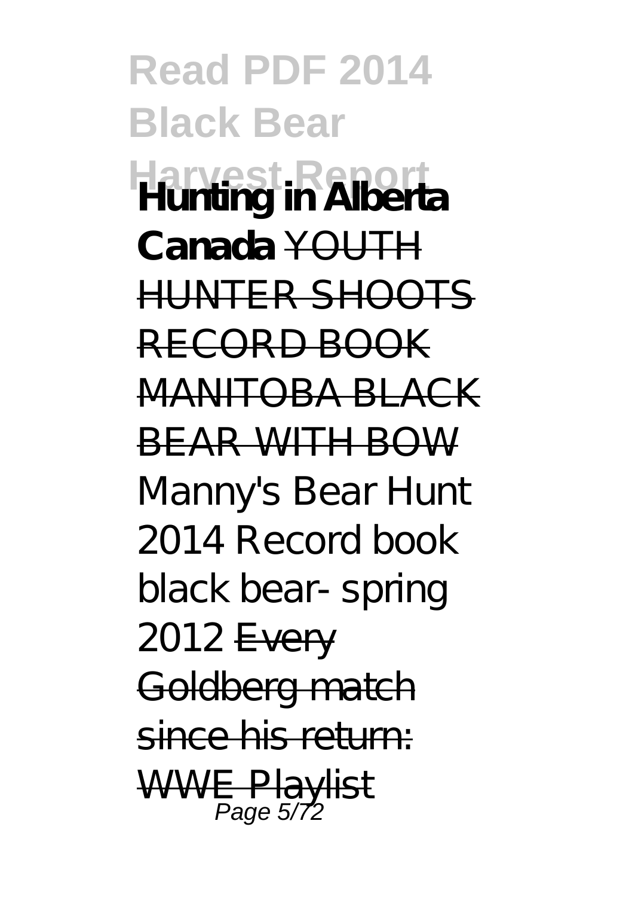**Hunting in Alberta Canada** YOUTH HUNTER SHOOTS RECORD BOOK MANITOBA BLACK BEAR WITH BOW *Manny's Bear Hunt 2014 Record book black bear- spring 2012* Every Goldberg match since his return: WWE Playlist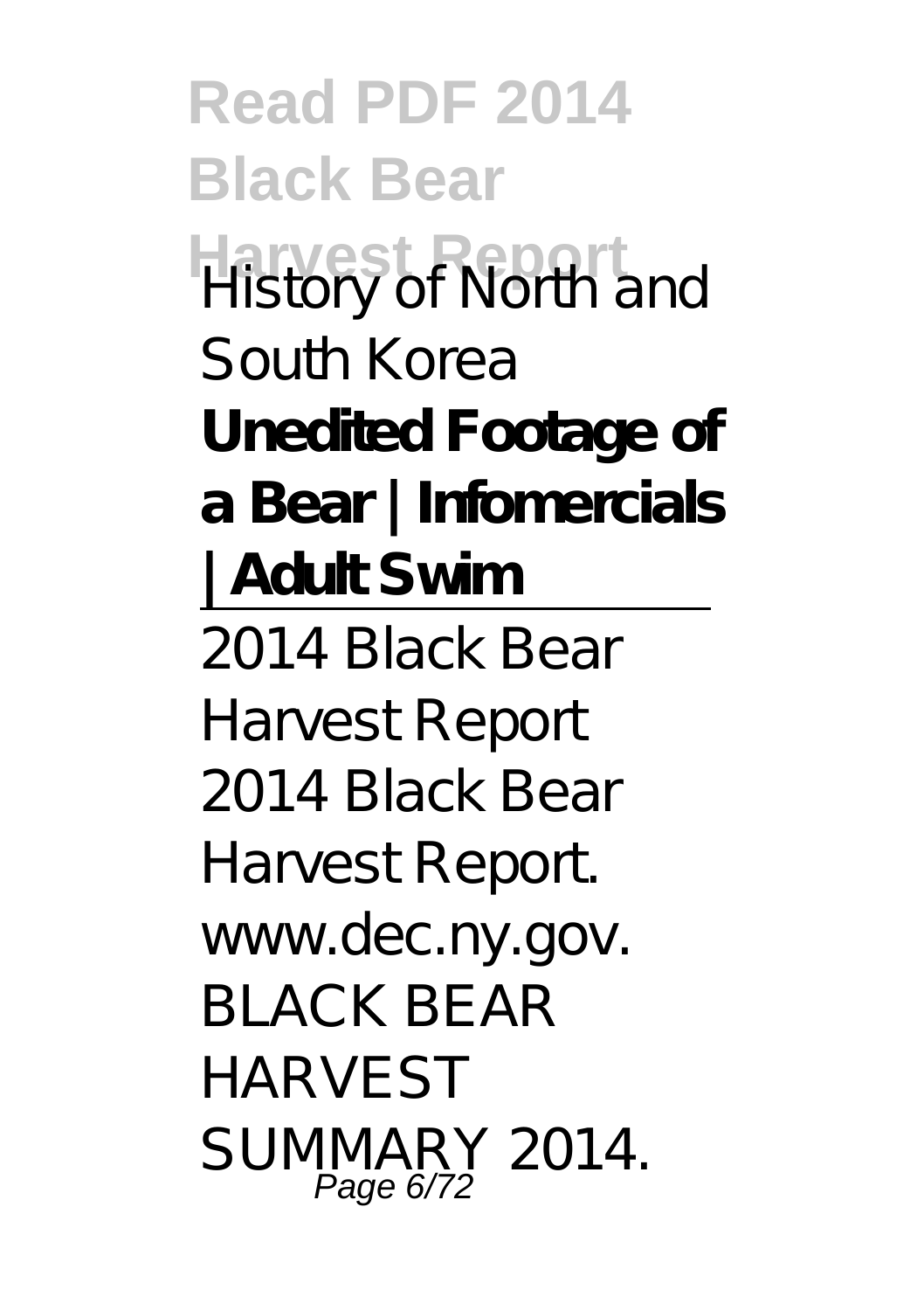*History of North and South Korea*

**Unedited Footage of a Bear | Infomercials | Adult Swim**

---

2014 Black Bear Harvest Report

2014 Black Bear Harvest Report. www.dec.ny.gov. BLACK BEAR HARVEST SUMMARY 2014.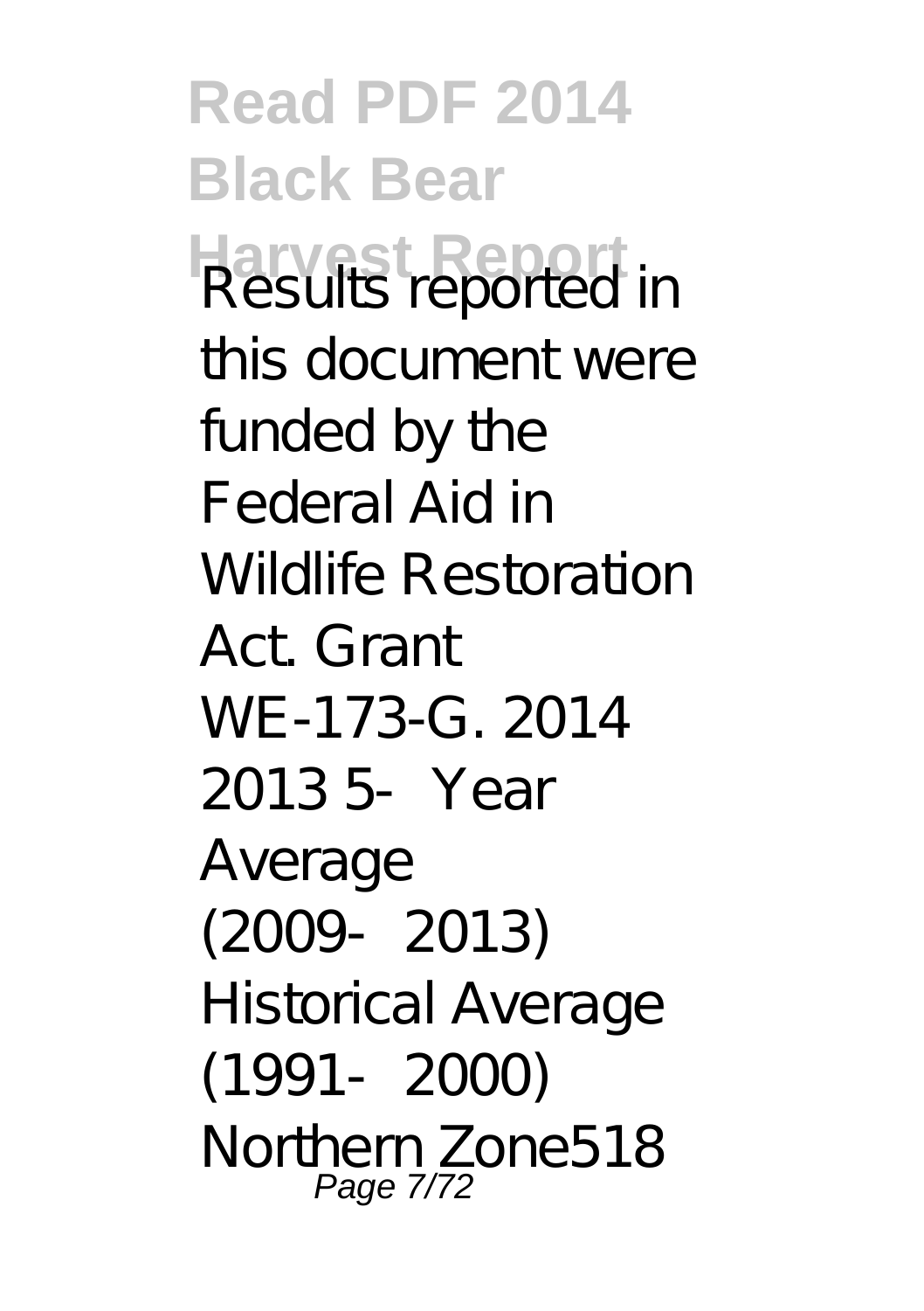Results reported in this document were funded by the Federal Aid in Wildlife Restoration Act. Grant WE-173-G. 2014 2013 5- Year Average (2009- 2013) Historical Average (1991- 2000) Northern Zone518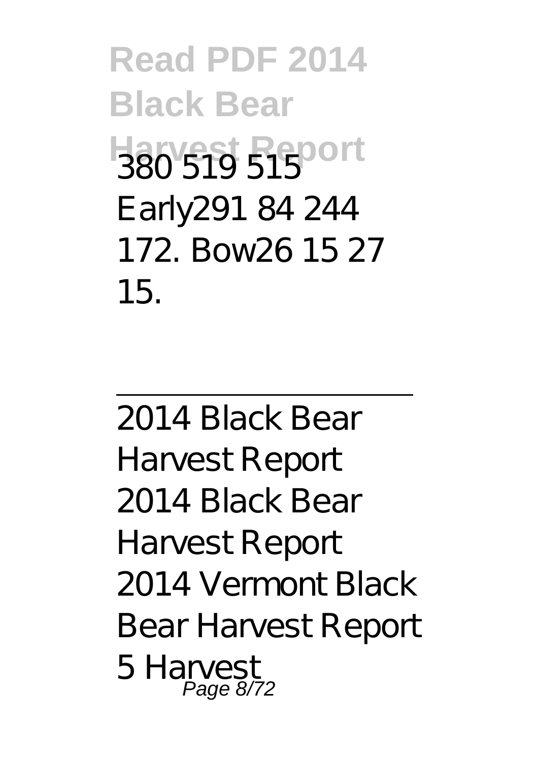380 519 515 Early291 84 244 172. Bow26 15 27 15.

---

2014 Black Bear Harvest Report 2014 Black Bear Harvest Report 2014 Vermont Black Bear Harvest Report 5 Harvest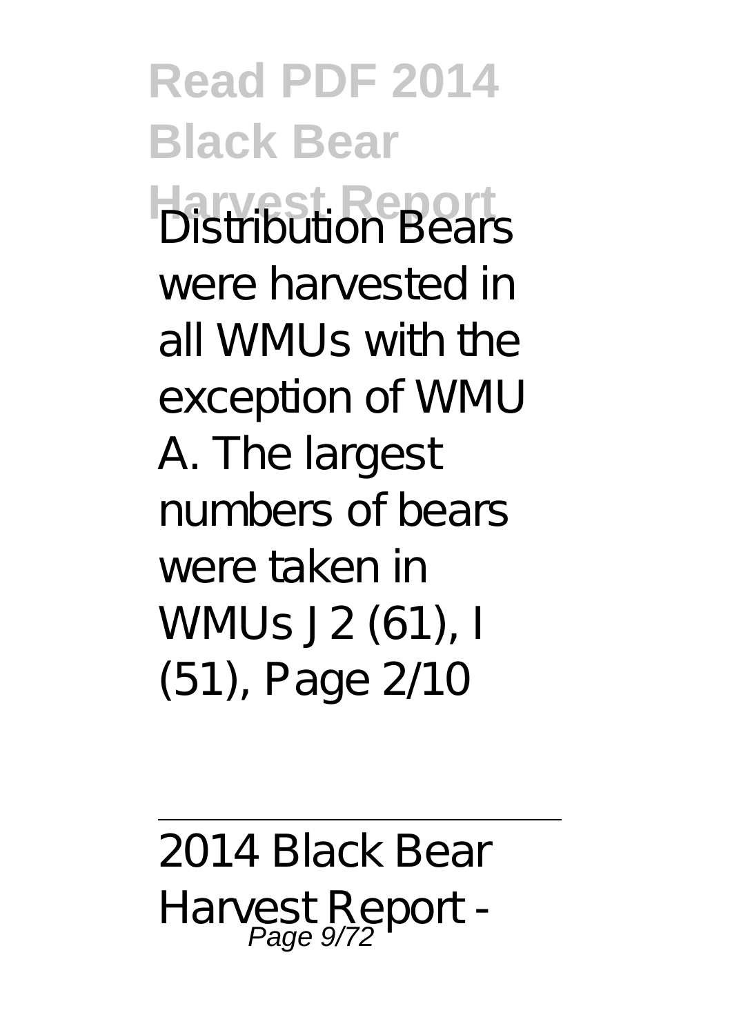Distribution Bears were harvested in all WMUs with the exception of WMU A. The largest numbers of bears were taken in WMUs J2 (61), I (51), Page 2/10

2014 Black Bear Harvest Report -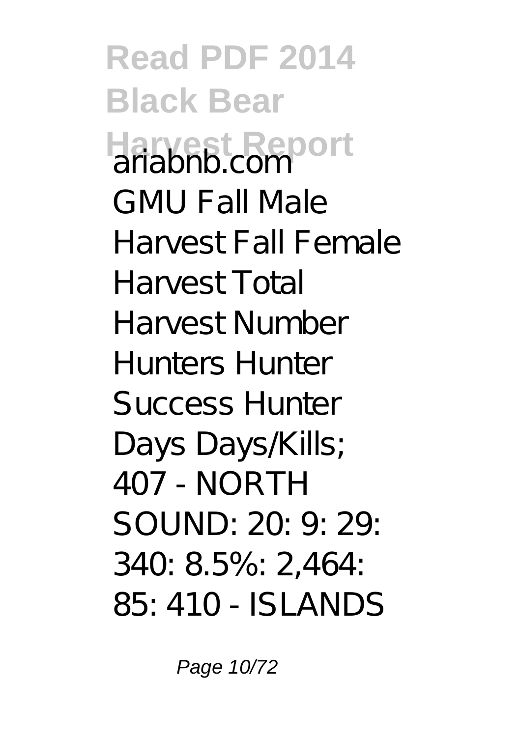ariabnb.com

GMU Fall Male Harvest Fall Female Harvest Total Harvest Number Hunters Hunter Success Hunter Days Days/Kills; 407 - NORTH SOUND: 20: 9: 29: 340: 8.5%: 2,464: 85: 410 - ISLANDS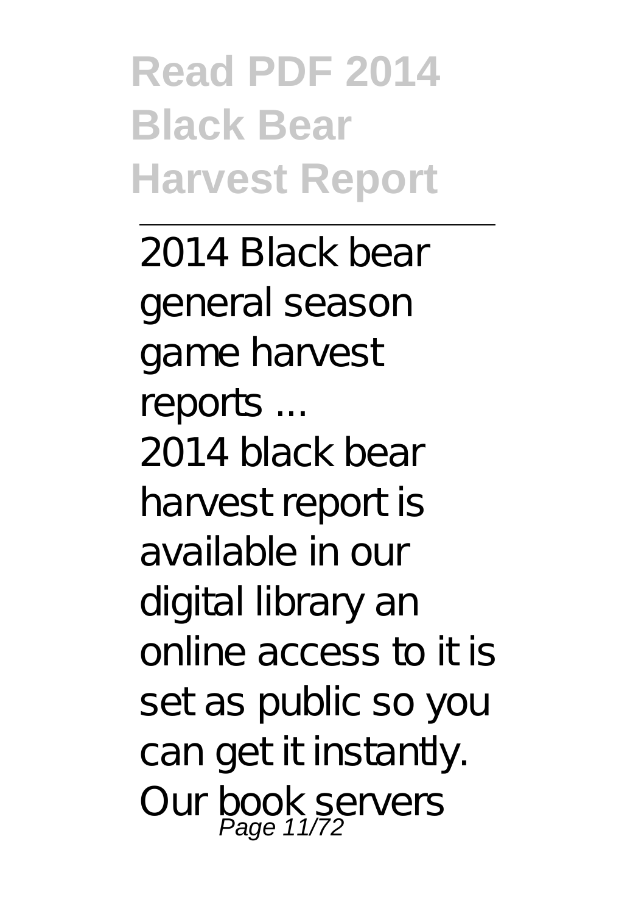# Read PDF 2014 Black Bear Harvest Report

2014 Black bear general season game harvest reports ...

2014 black bear harvest report is available in our digital library an online access to it is set as public so you can get it instantly. Our book servers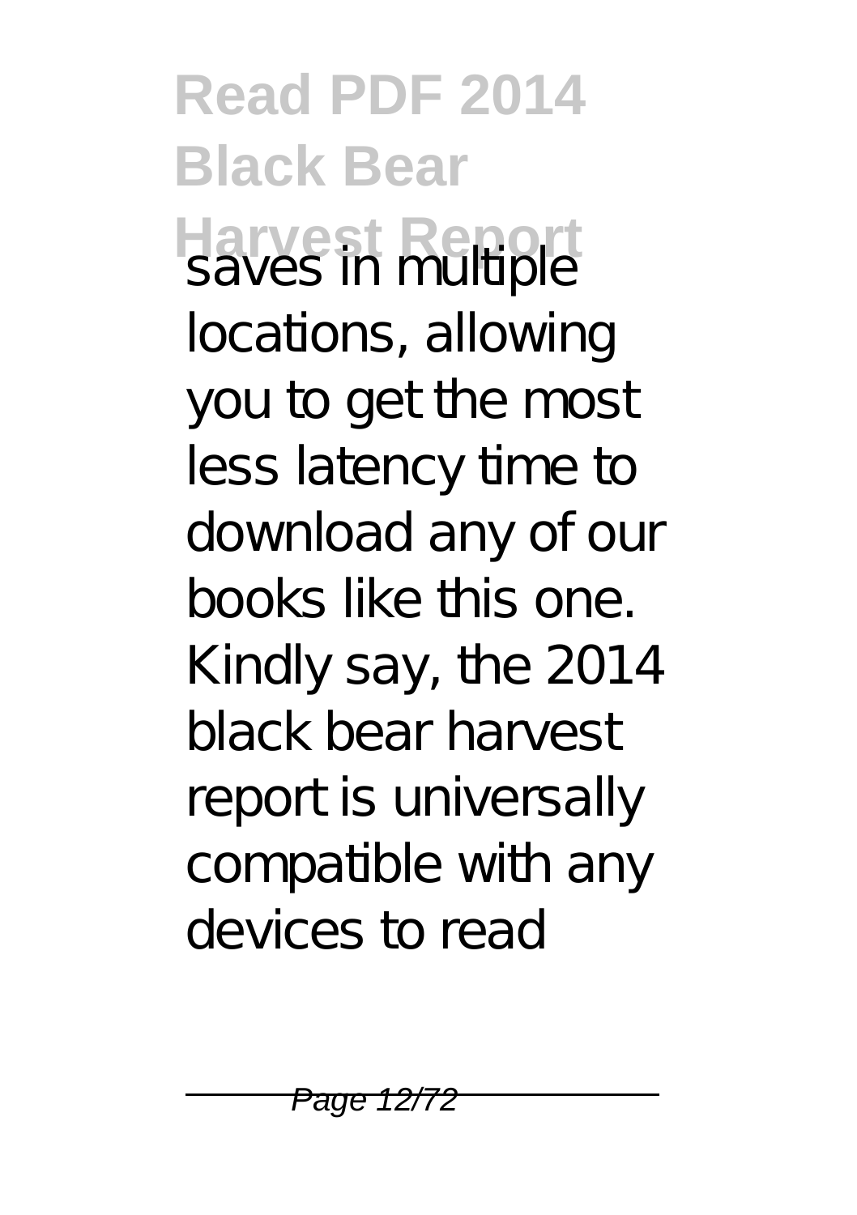saves in multiple locations, allowing you to get the most less latency time to download any of our books like this one. Kindly say, the 2014 black bear harvest report is universally compatible with any devices to read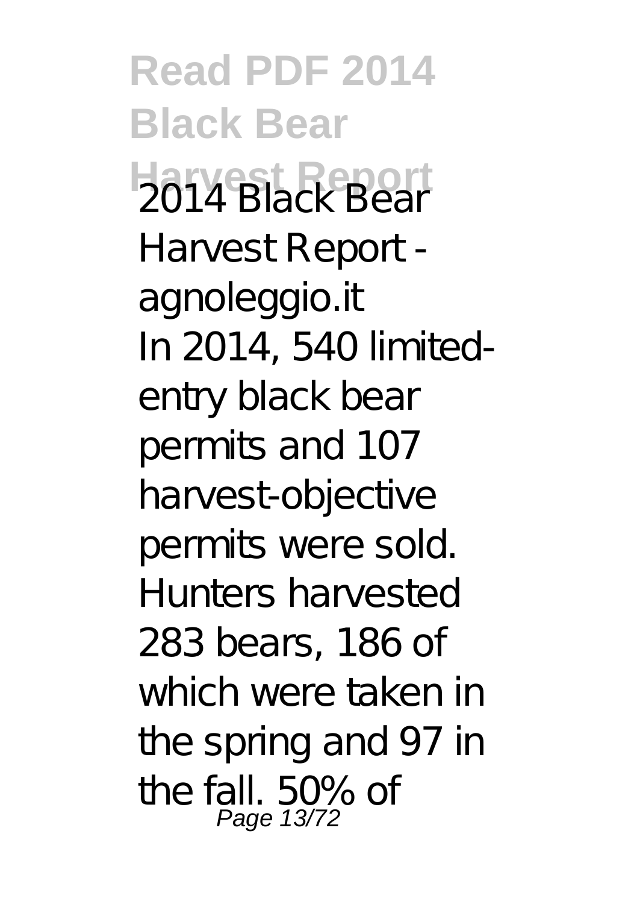2014 Black Bear Harvest Report - agnoleggio.it

In 2014, 540 limited-entry black bear permits and 107 harvest-objective permits were sold. Hunters harvested 283 bears, 186 of which were taken in the spring and 97 in the fall. 50% of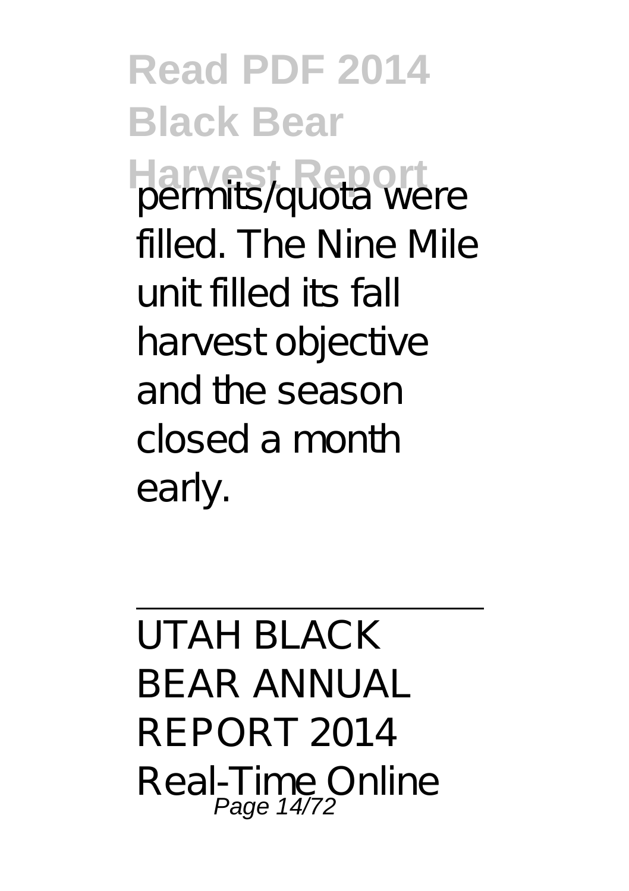permits/quota were filled. The Nine Mile unit filled its fall harvest objective and the season closed a month early.

---

UTAH BLACK BEAR ANNUAL REPORT 2014 Real-Time Online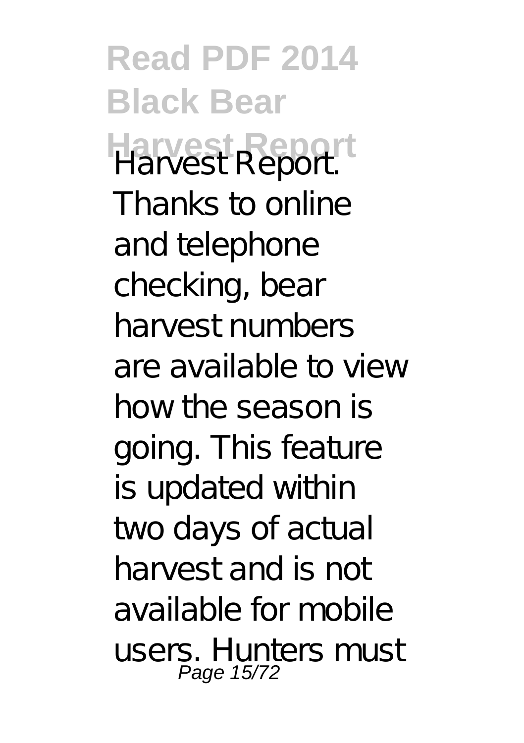Harvest Report. Thanks to online and telephone checking, bear harvest numbers are available to view how the season is going. This feature is updated within two days of actual harvest and is not available for mobile users. Hunters must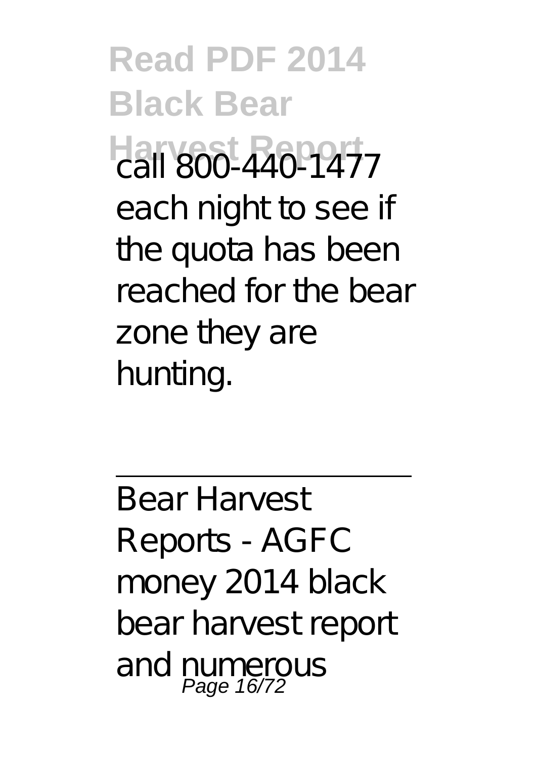call 800-440-1477 each night to see if the quota has been reached for the bear zone they are hunting.

---

Bear Harvest Reports - AGFC
money 2014 black bear harvest report and numerous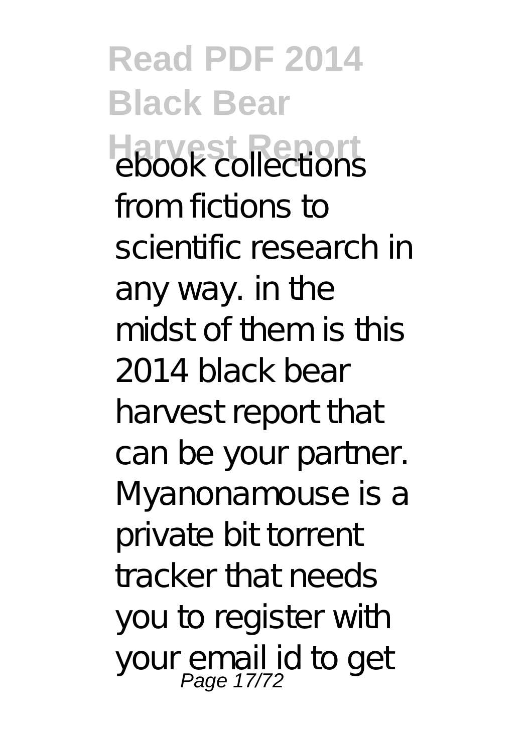ebook collections from fictions to scientific research in any way. in the midst of them is this 2014 black bear harvest report that can be your partner. Myanonamouse is a private bit torrent tracker that needs you to register with your email id to get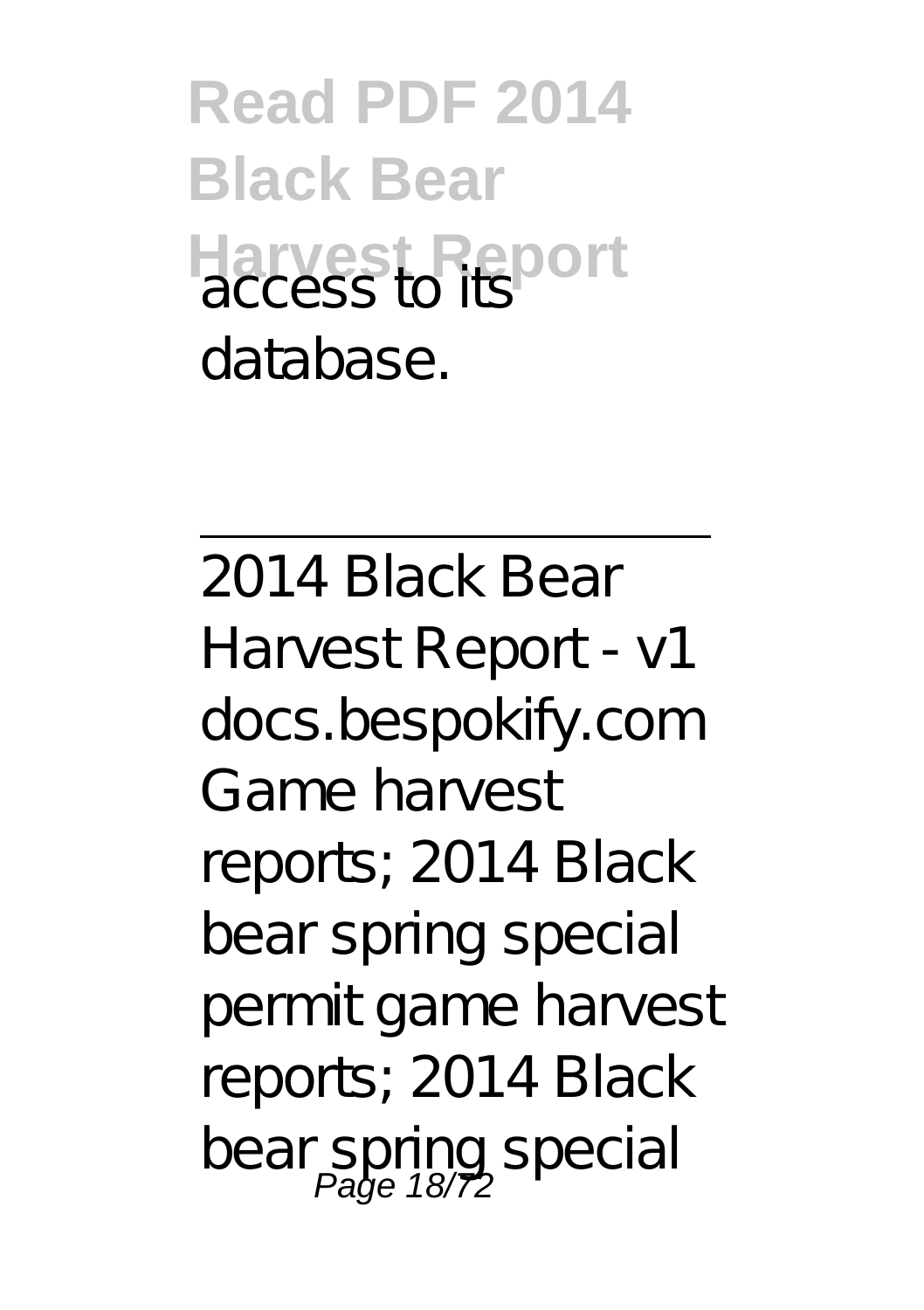access to its database.

---

2014 Black Bear Harvest Report - v1 docs.bespokify.com
Game harvest reports; 2014 Black bear spring special permit game harvest reports; 2014 Black bear spring special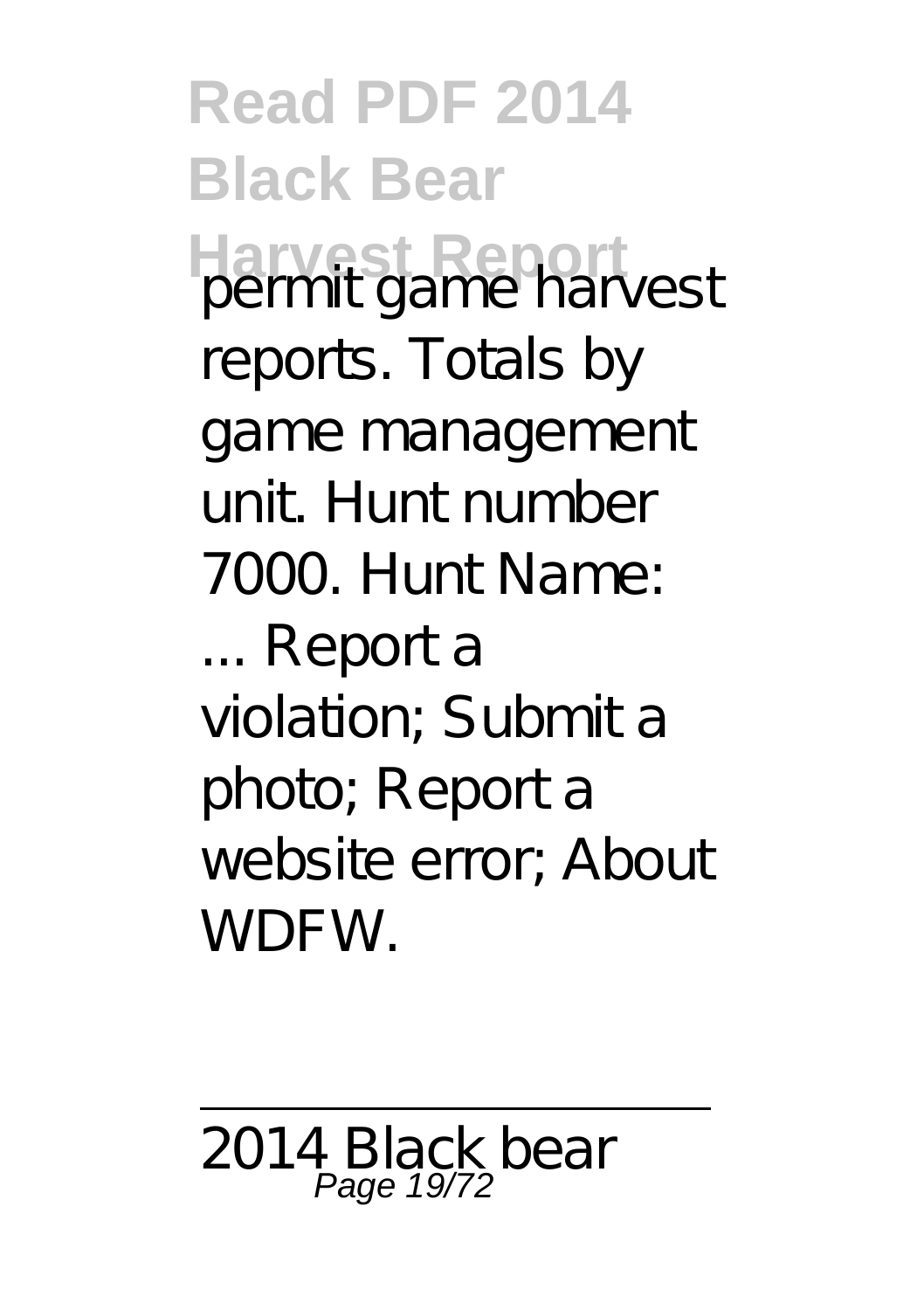permit game harvest reports. Totals by game management unit. Hunt number 7000. Hunt Name: ... Report a violation; Submit a photo; Report a website error; About WDFW.

---

2014 Black bear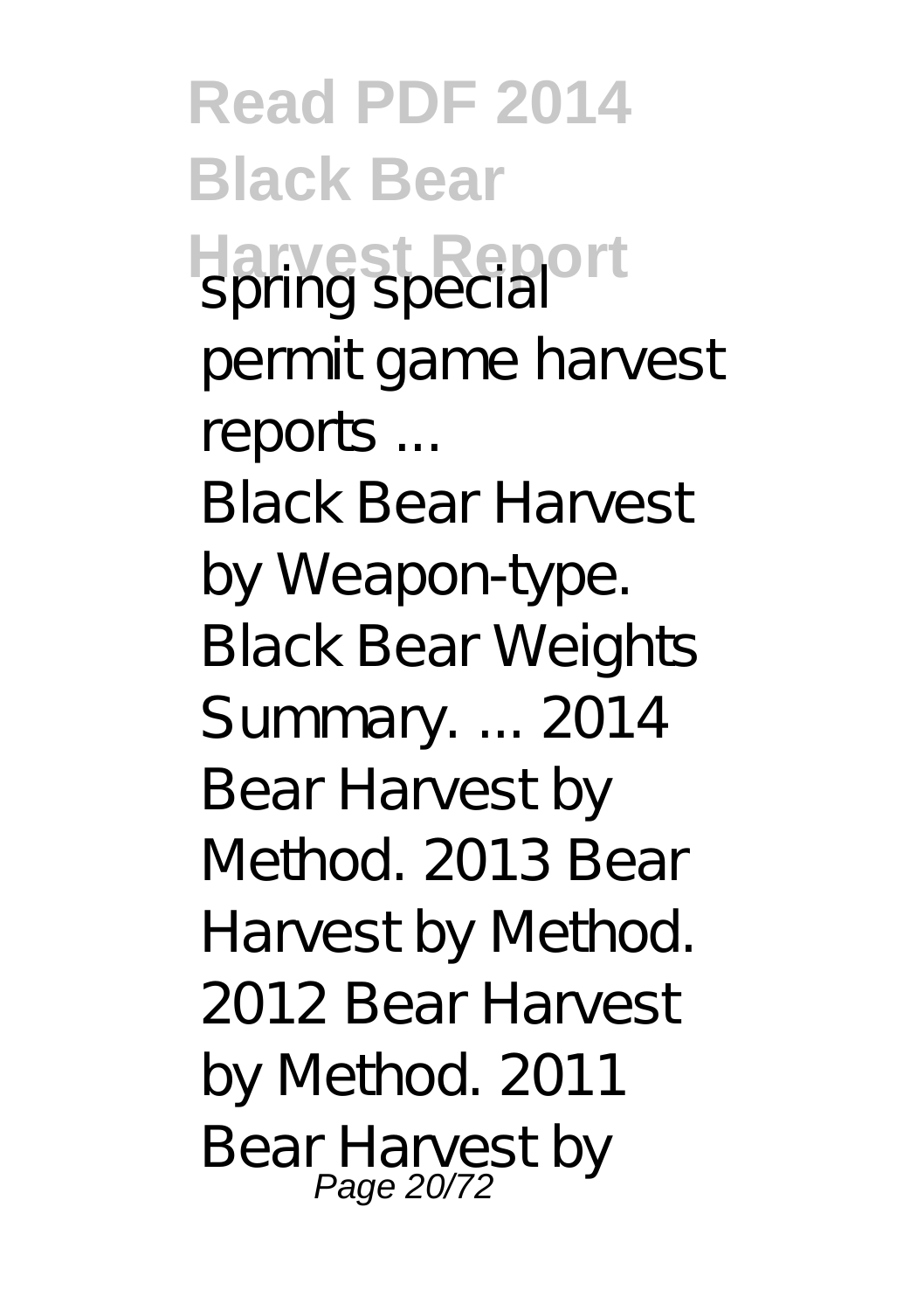spring special permit game harvest reports ...

Black Bear Harvest by Weapon-type. Black Bear Weights Summary. ... 2014 Bear Harvest by Method. 2013 Bear Harvest by Method. 2012 Bear Harvest by Method. 2011 Bear Harvest by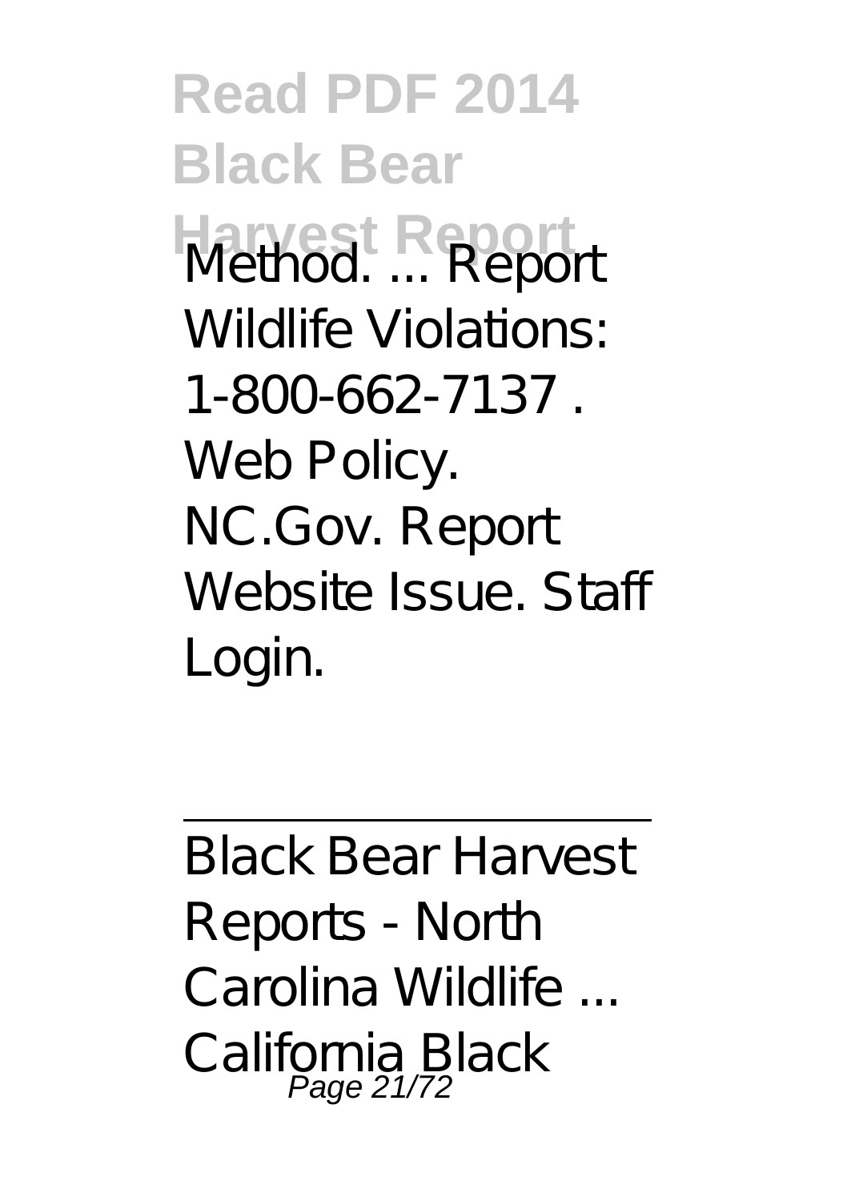Method. ... Report Wildlife Violations: 1-800-662-7137 . Web Policy. NC.Gov. Report Website Issue. Staff Login.

---

Black Bear Harvest Reports - North Carolina Wildlife ...

California Black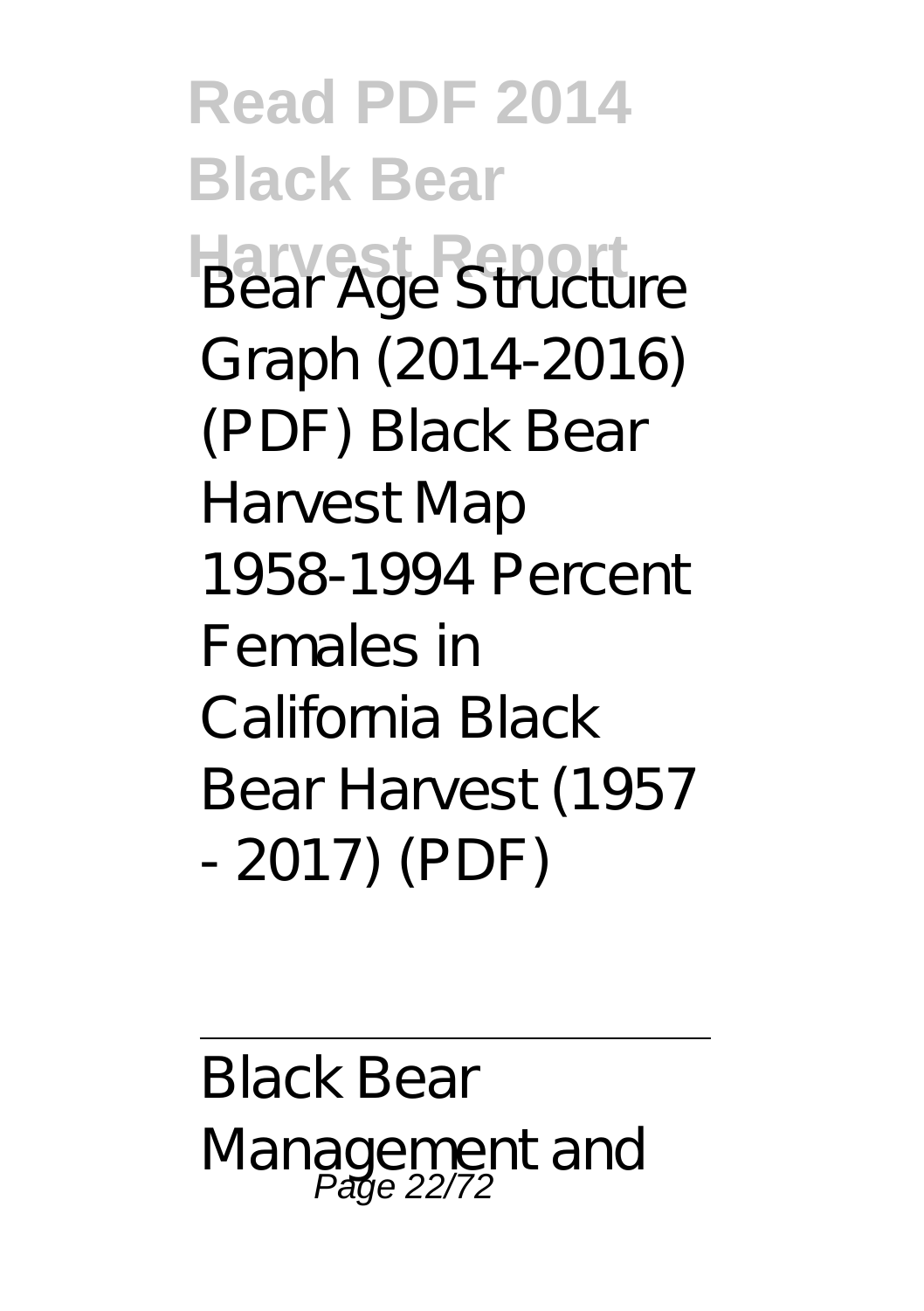Bear Age Structure Graph (2014-2016) (PDF) Black Bear Harvest Map 1958-1994 Percent Females in California Black Bear Harvest (1957 - 2017) (PDF)

---

Black Bear Management and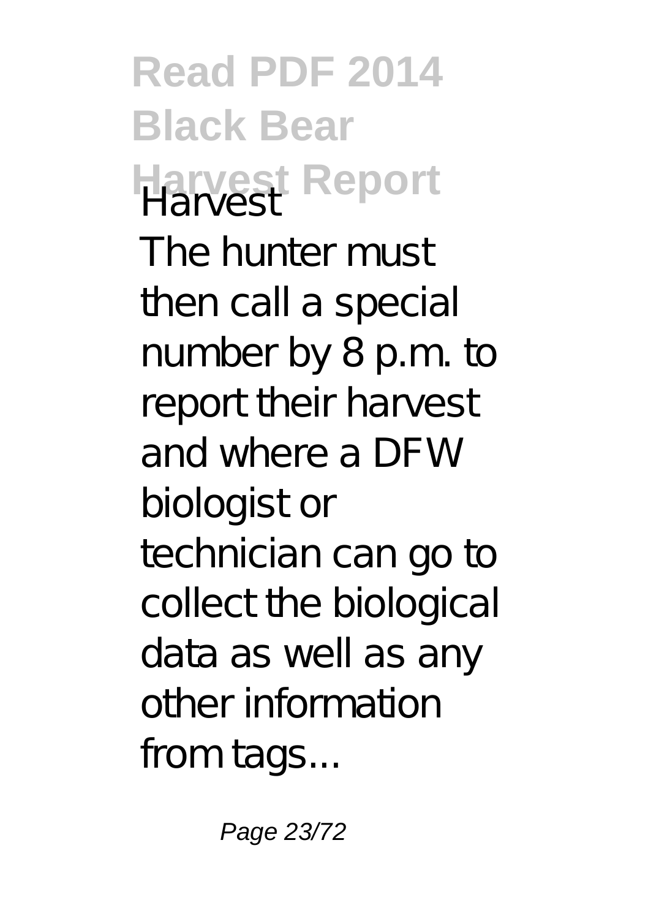Harvest

The hunter must then call a special number by 8 p.m. to report their harvest and where a DFW biologist or technician can go to collect the biological data as well as any other information from tags...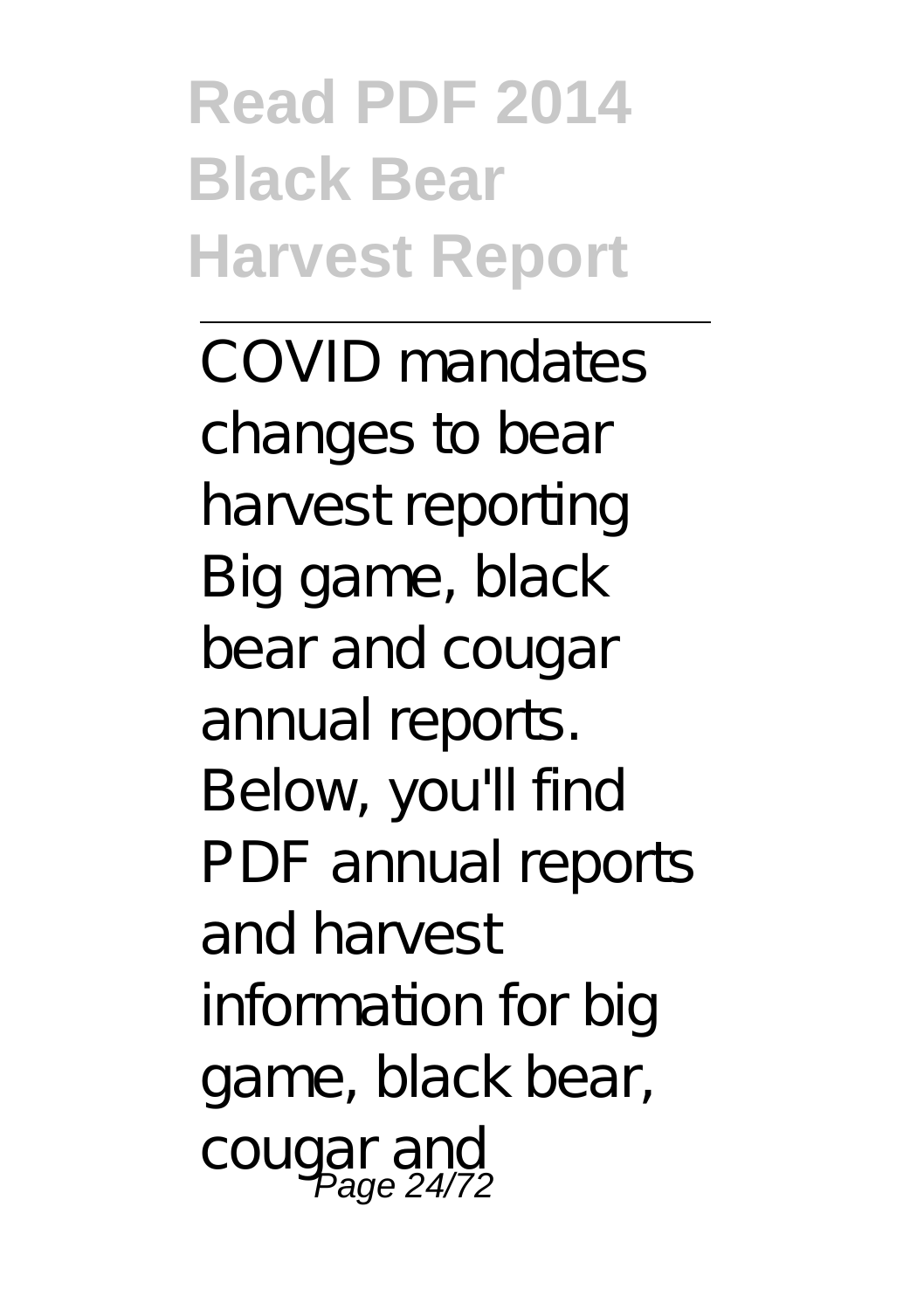COVID mandates changes to bear harvest reporting

Big game, black bear and cougar annual reports. Below, you'll find PDF annual reports and harvest information for big game, black bear, cougar and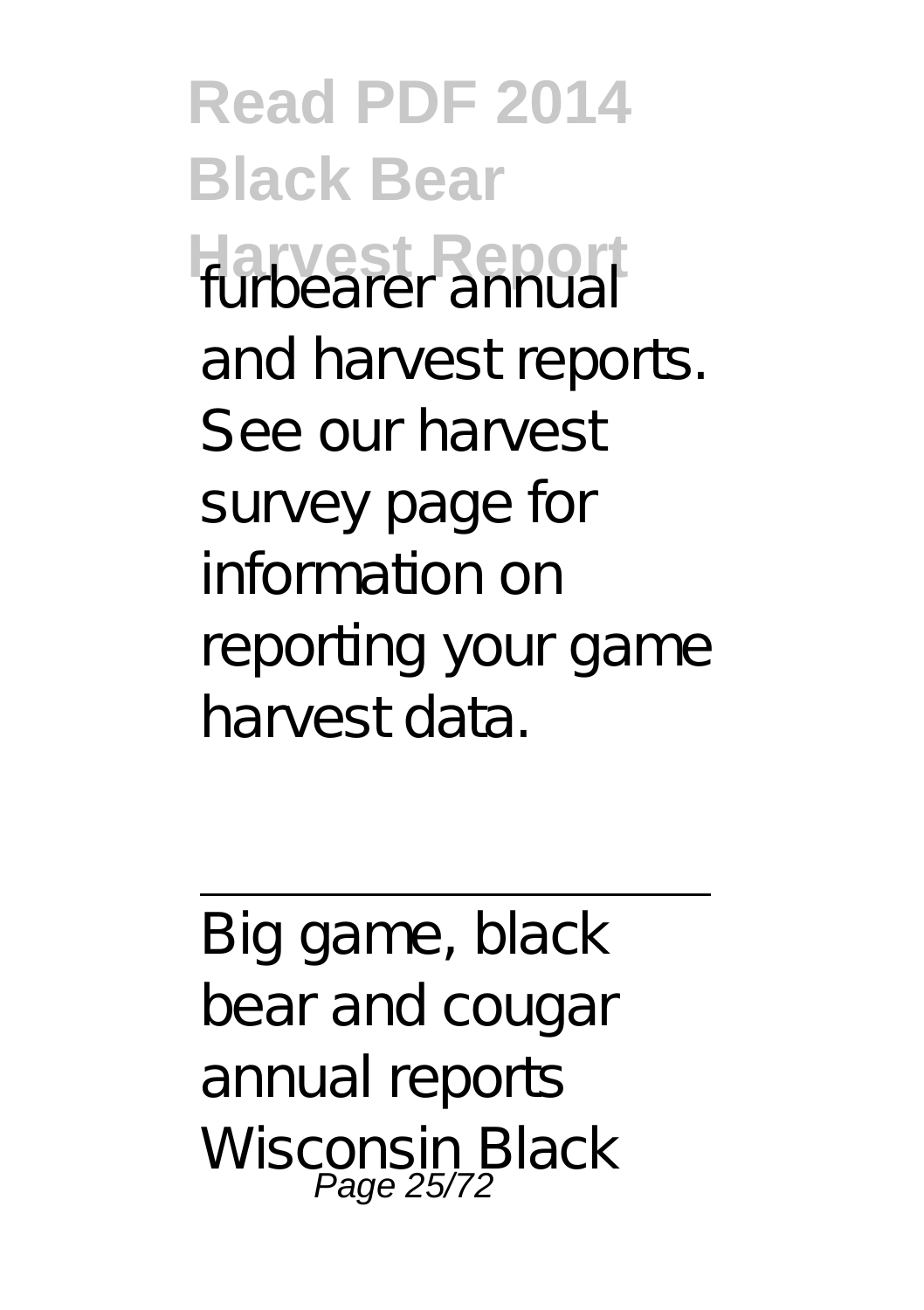furbearer annual and harvest reports. See our harvest survey page for information on reporting your game harvest data.

---

Big game, black bear and cougar annual reports Wisconsin Black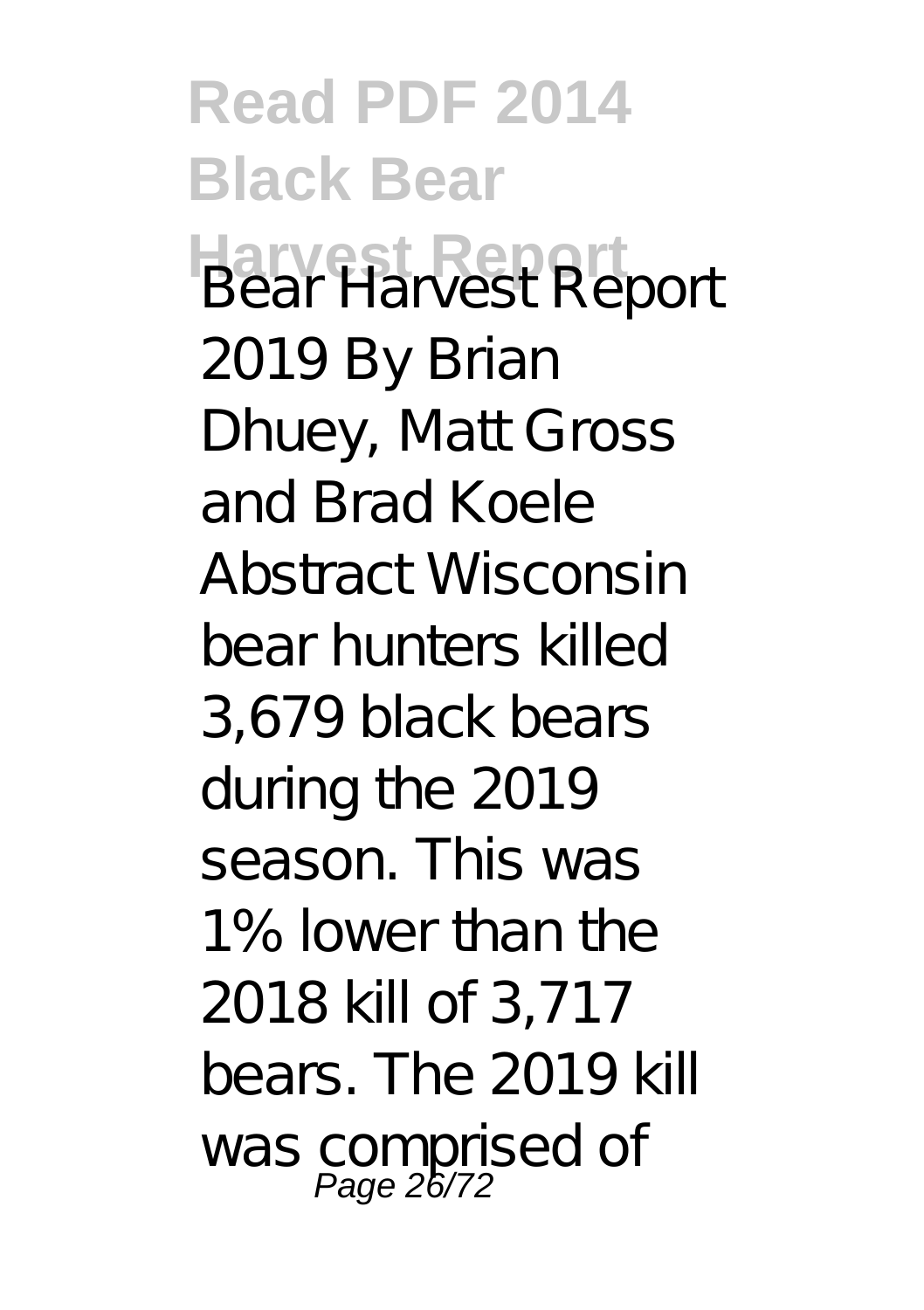Bear Harvest Report 2019 By Brian Dhuey, Matt Gross and Brad Koele Abstract Wisconsin bear hunters killed 3,679 black bears during the 2019 season. This was 1% lower than the 2018 kill of 3,717 bears. The 2019 kill was comprised of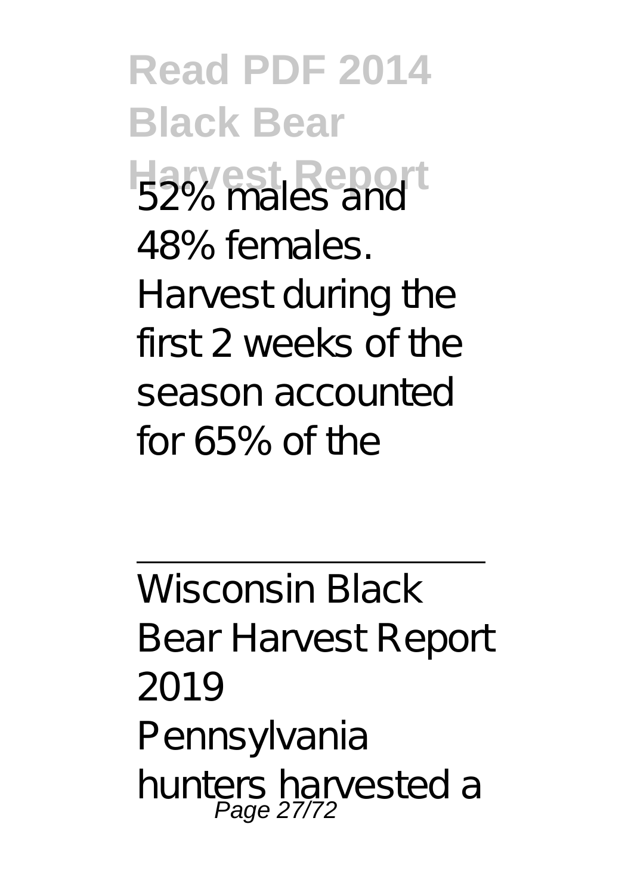52% males and 48% females. Harvest during the first 2 weeks of the season accounted for 65% of the

---

Wisconsin Black Bear Harvest Report 2019
Pennsylvania hunters harvested a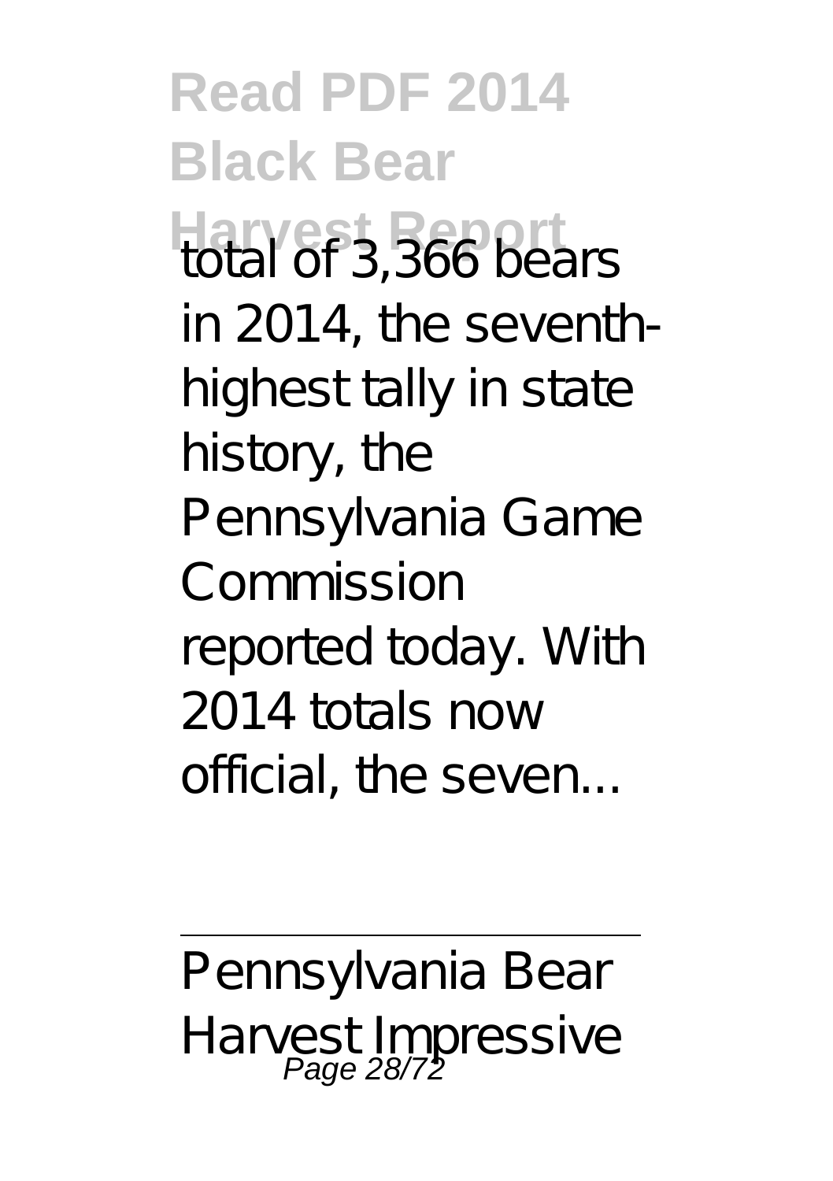total of 3,366 bears in 2014, the seventh-highest tally in state history, the Pennsylvania Game Commission reported today. With 2014 totals now official, the seven...

Pennsylvania Bear Harvest Impressive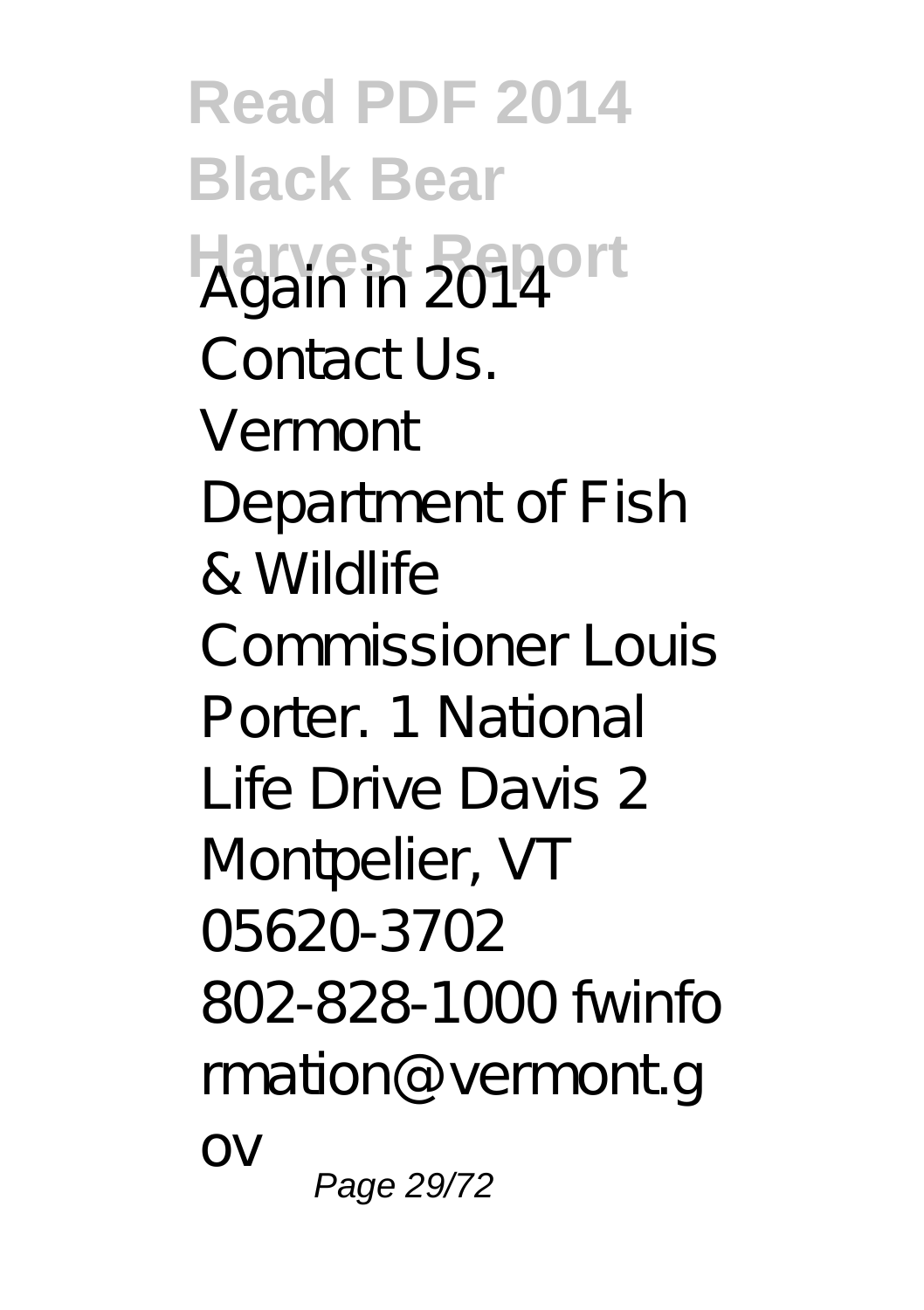Again in 2014

Contact Us.

Vermont

Department of Fish & Wildlife

Commissioner Louis Porter. 1 National Life Drive Davis 2 Montpelier, VT 05620-3702 802-828-1000 fwinformation@vermont.gov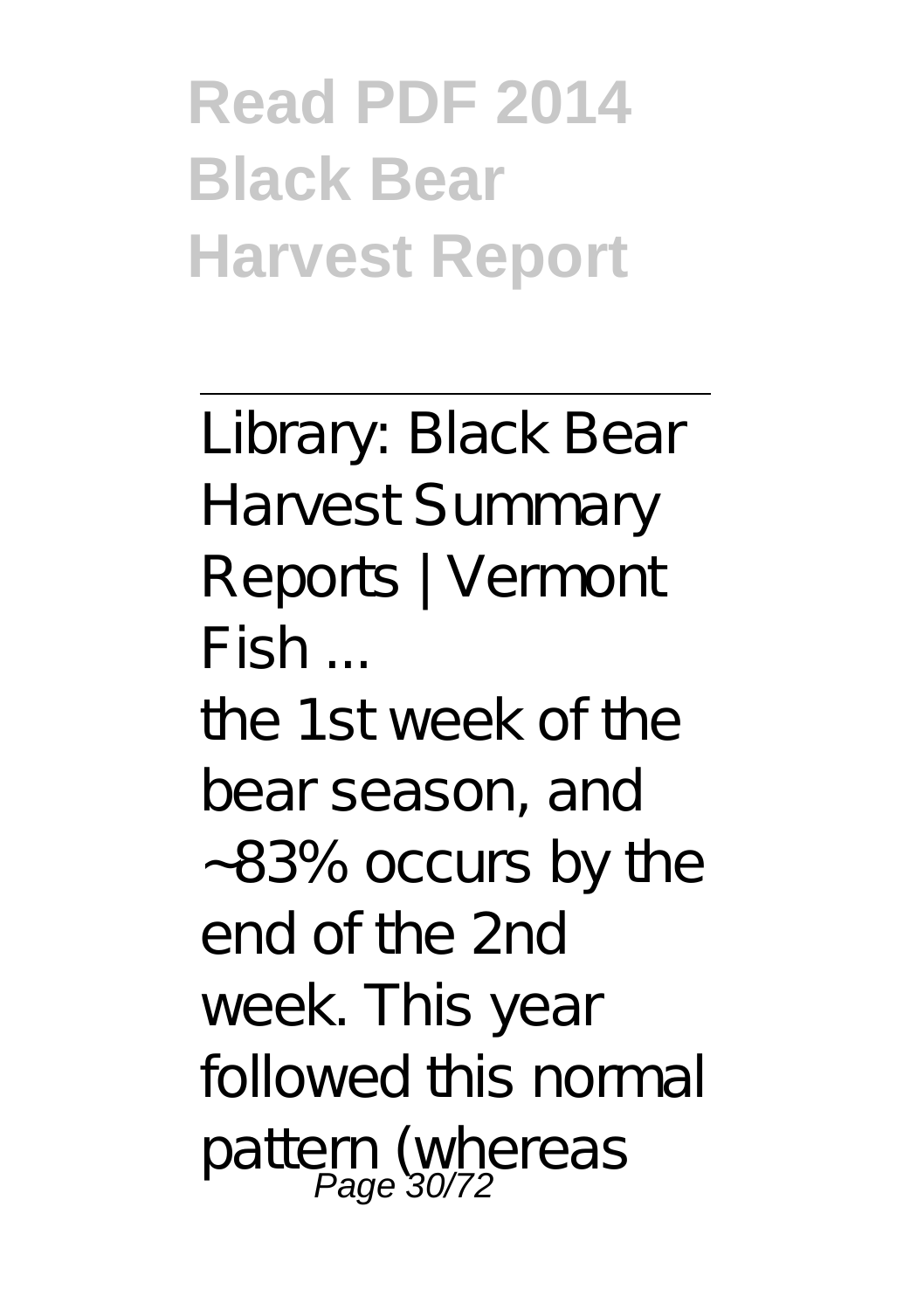Library: Black Bear Harvest Summary Reports | Vermont Fish ...

the 1st week of the bear season, and ~83% occurs by the end of the 2nd week. This year followed this normal pattern (whereas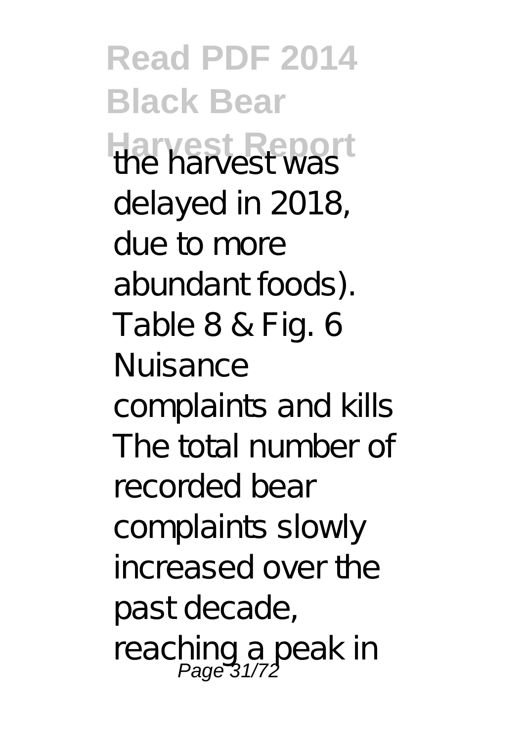the harvest was delayed in 2018, due to more abundant foods). Table 8 & Fig. 6 Nuisance complaints and kills The total number of recorded bear complaints slowly increased over the past decade, reaching a peak in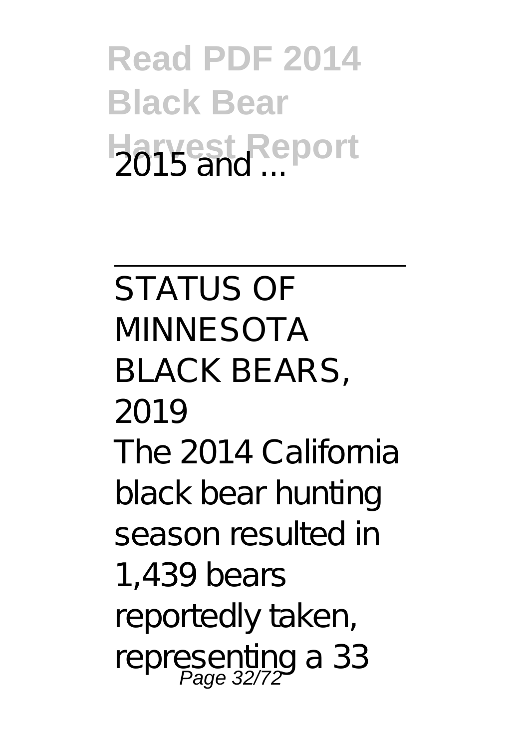2015 and ...

---

STATUS OF MINNESOTA BLACK BEARS, 2019

The 2014 California black bear hunting season resulted in 1,439 bears reportedly taken, representing a 33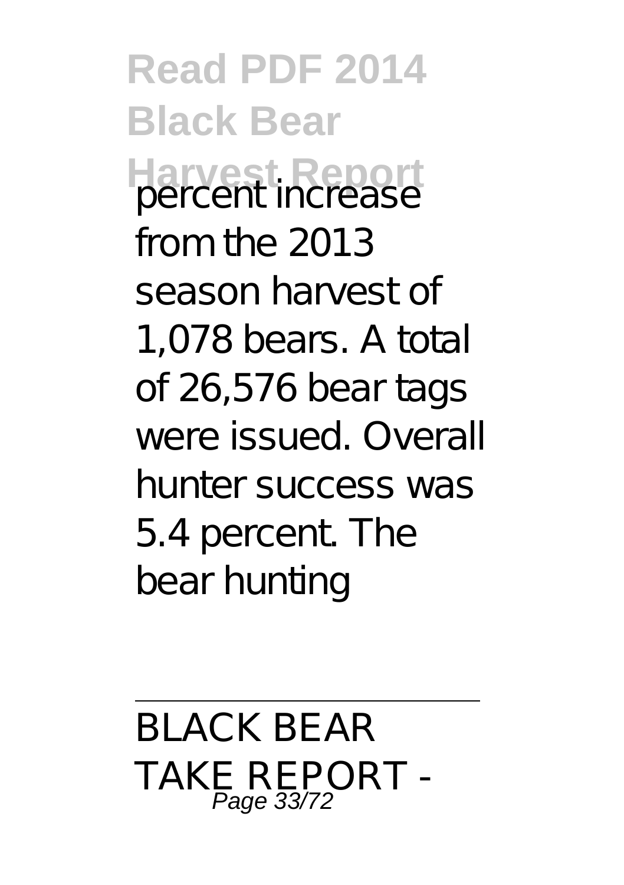percent increase from the 2013 season harvest of 1,078 bears. A total of 26,576 bear tags were issued. Overall hunter success was 5.4 percent. The bear hunting

---

BLACK BEAR TAKE REPORT -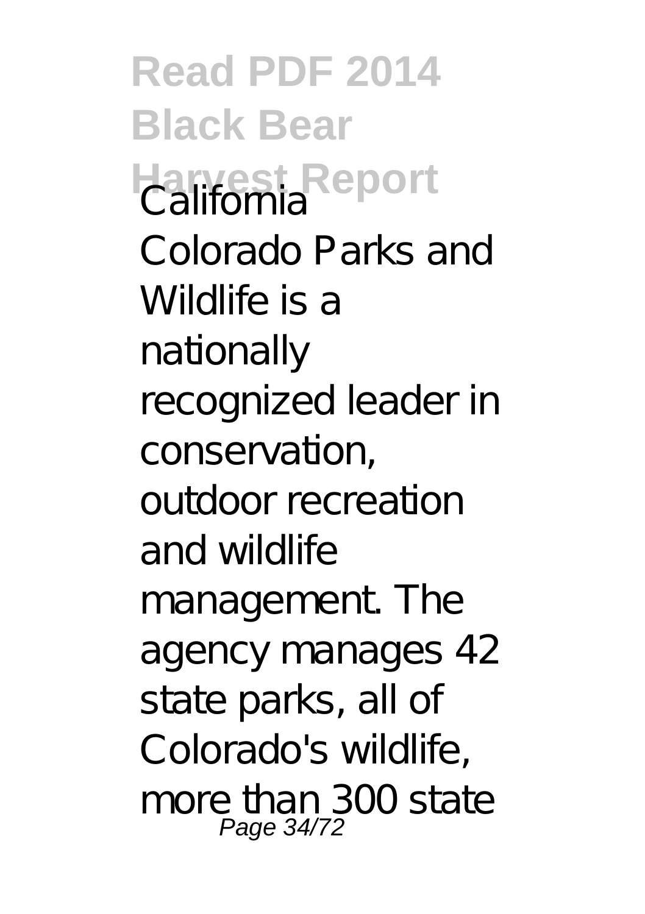California

Colorado Parks and Wildlife is a nationally recognized leader in conservation, outdoor recreation and wildlife management. The agency manages 42 state parks, all of Colorado's wildlife, more than 300 state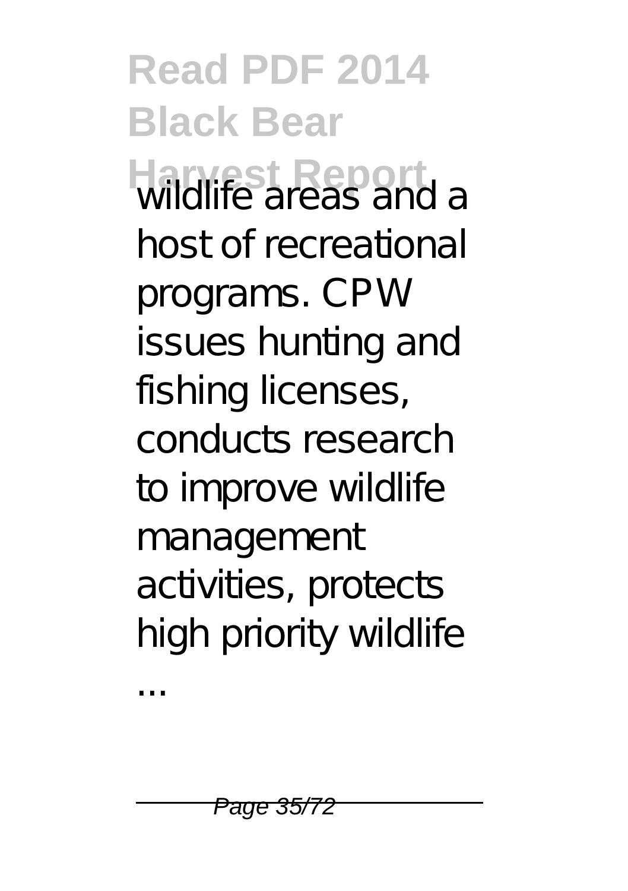wildlife areas and a host of recreational programs. CPW issues hunting and fishing licenses, conducts research to improve wildlife management activities, protects high priority wildlife ...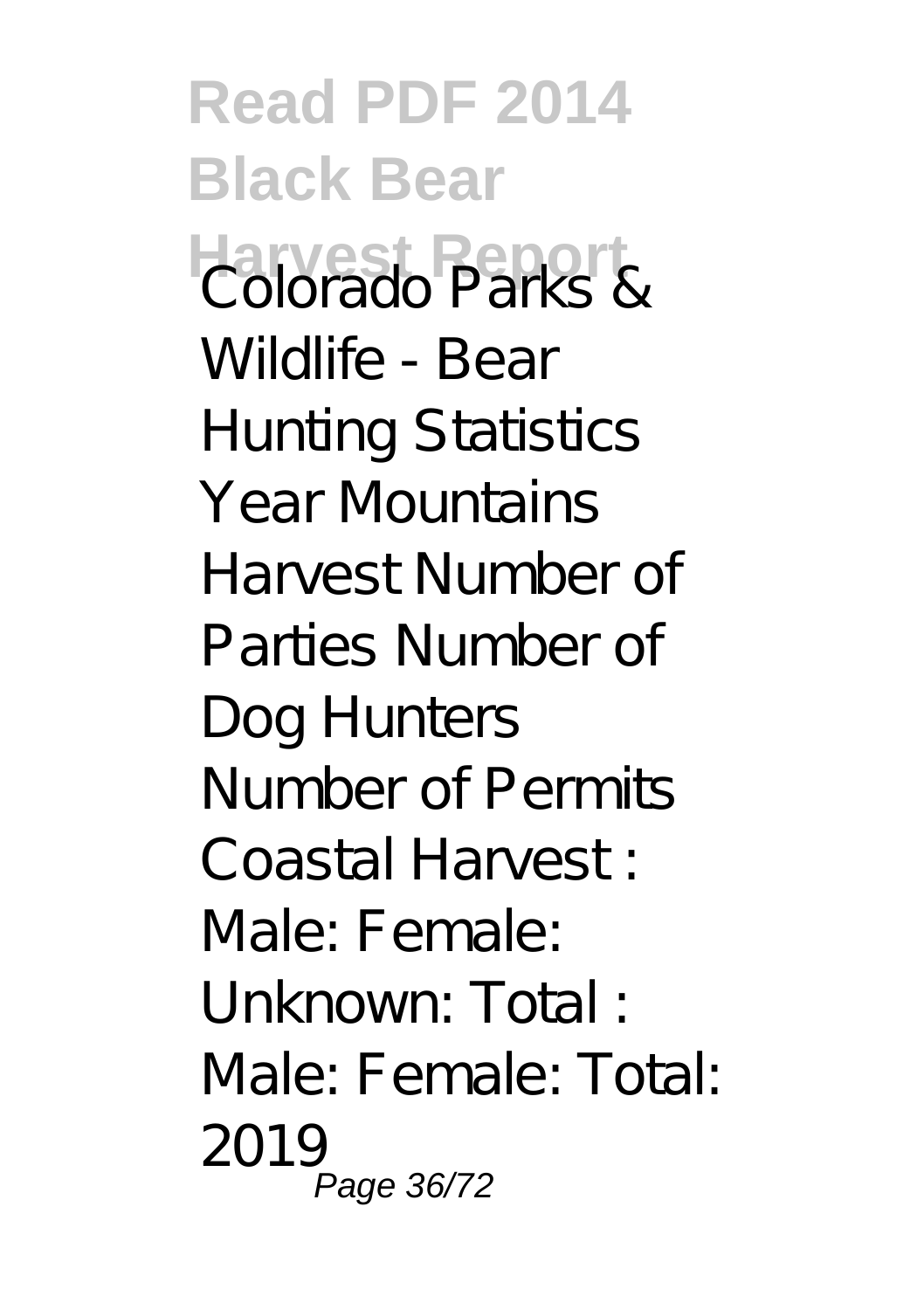Colorado Parks & Wildlife - Bear Hunting Statistics Year Mountains Harvest Number of Parties Number of Dog Hunters Number of Permits Coastal Harvest : Male: Female: Unknown: Total : Male: Female: Total: 2019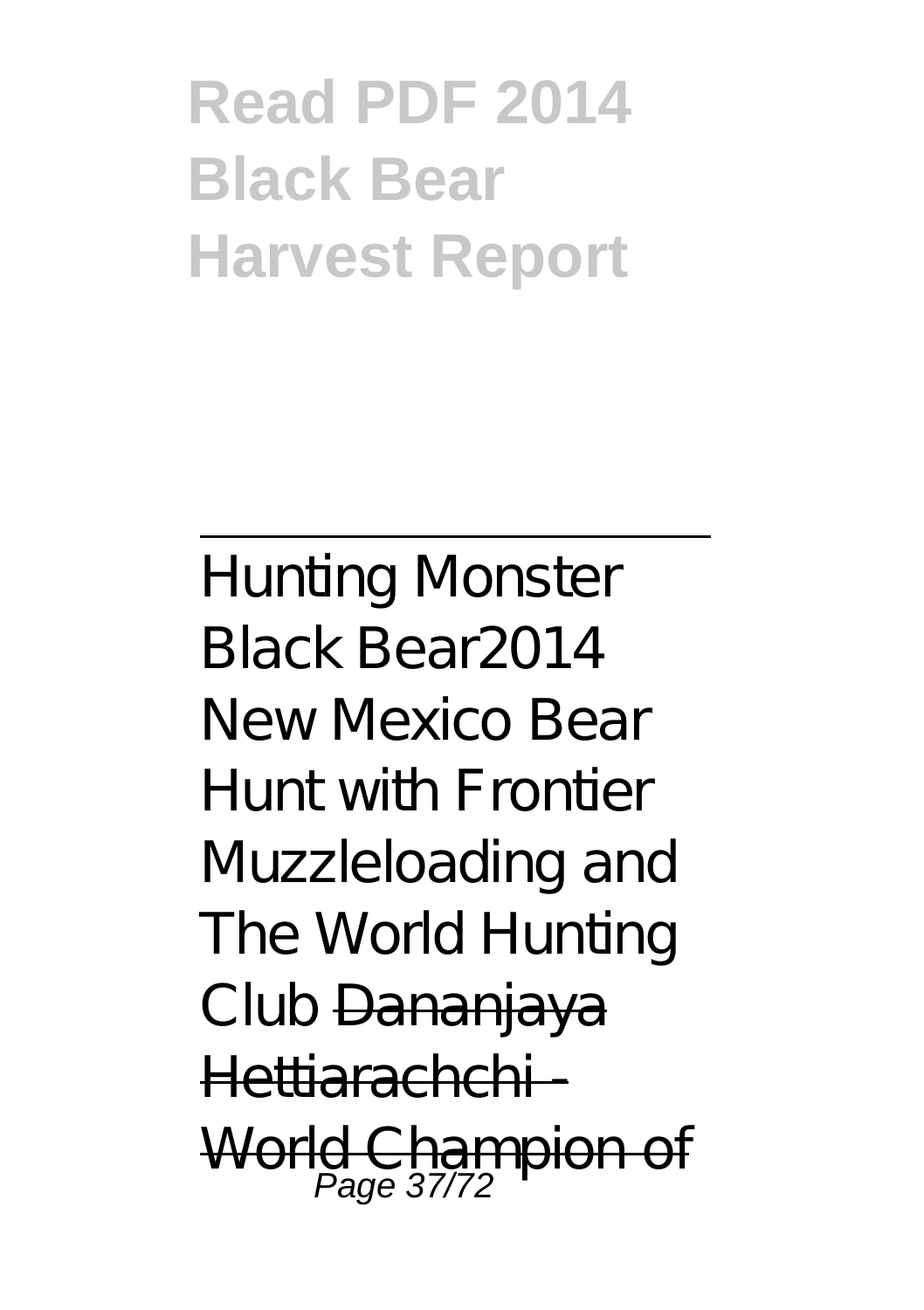Hunting Monster Black Bear2014 New Mexico Bear Hunt with Frontier Muzzleloading and The World Hunting Club ~~Dananjaya Hettiarachchi - World Champion of~~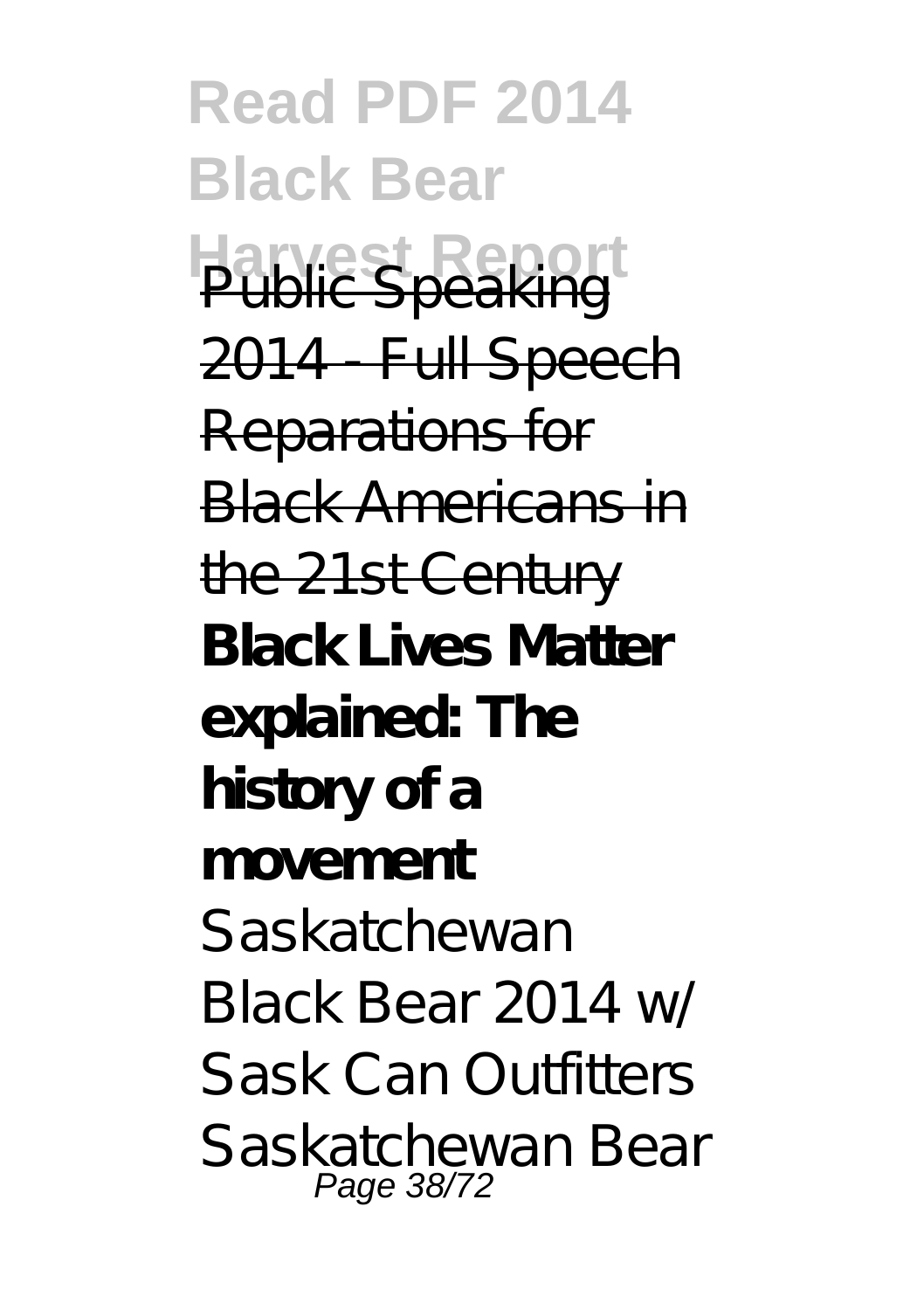~~Public Speaking 2014 - Full Speech~~ ~~Reparations for Black Americans in the 21st Century~~ **Black Lives Matter explained: The history of a movement** *Saskatchewan Black Bear 2014 w/ Sask Can Outfitters* *Saskatchewan Bear*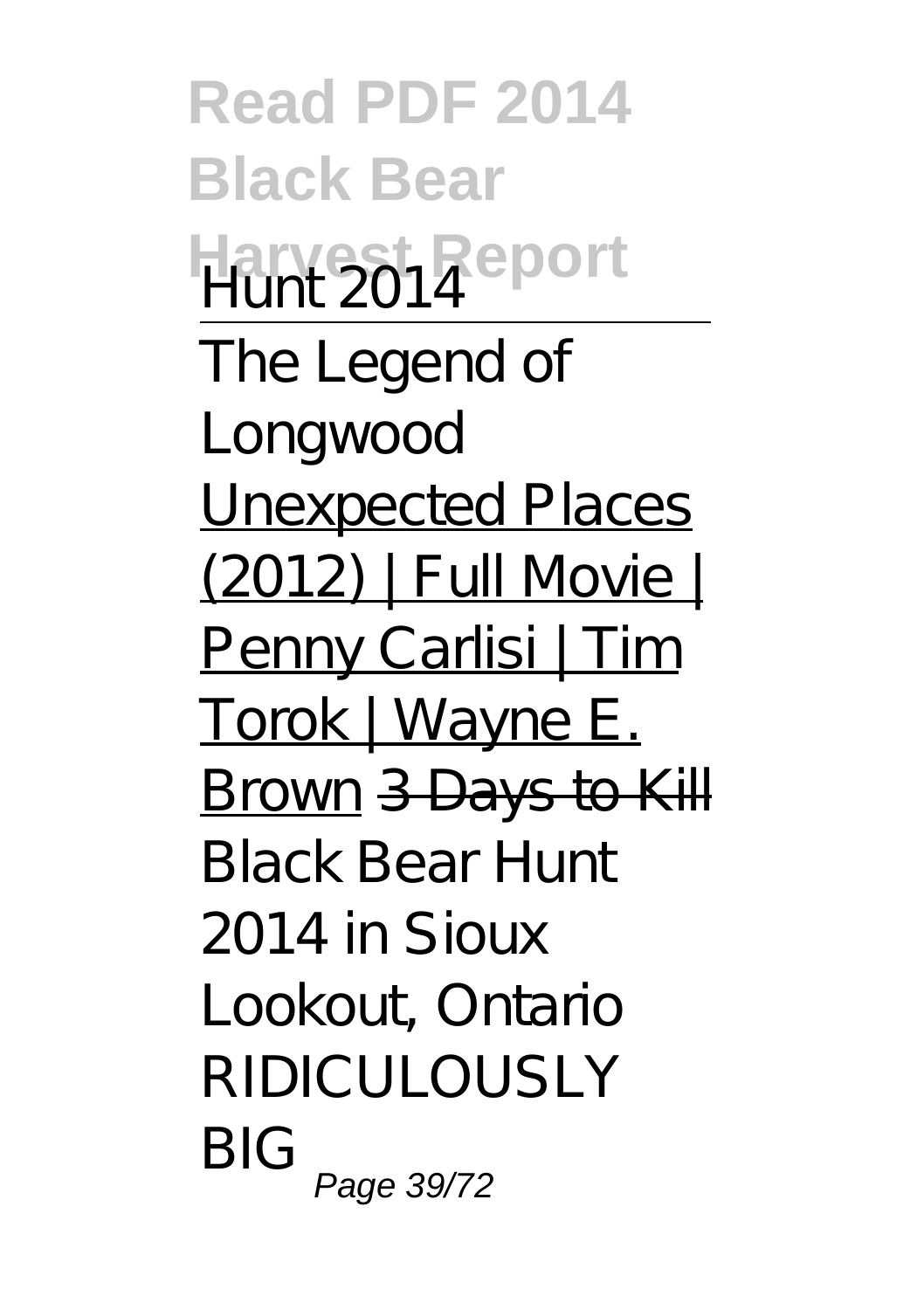Hunt 2014

---

The Legend of Longwood Unexpected Places (2012) | Full Movie | Penny Carlisi | Tim Torok | Wayne E. Brown ~~3 Days to Kill~~ *Black Bear Hunt 2014 in Sioux Lookout, Ontario* RIDICULOUSLY BIG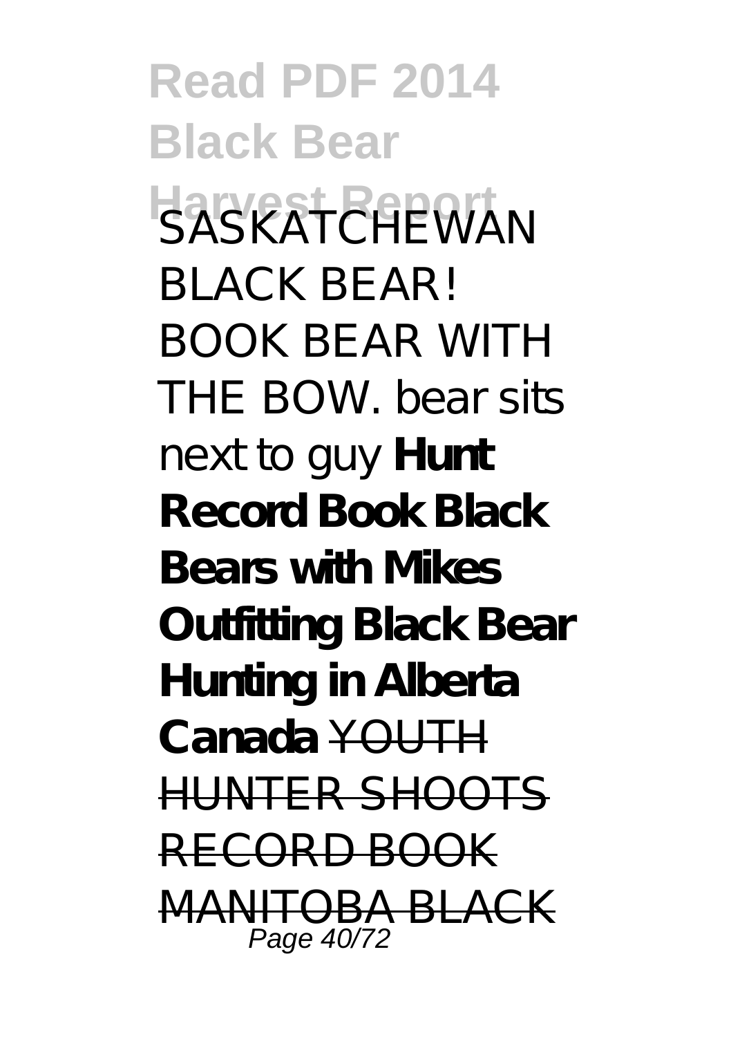*SASKATCHEWAN BLACK BEAR! BOOK BEAR WITH THE BOW. bear sits next to guy* **Hunt Record Book Black Bears with Mikes Outfitting Black Bear Hunting in Alberta Canada** ~~YOUTH HUNTER SHOOTS RECORD BOOK MANITOBA BLACK~~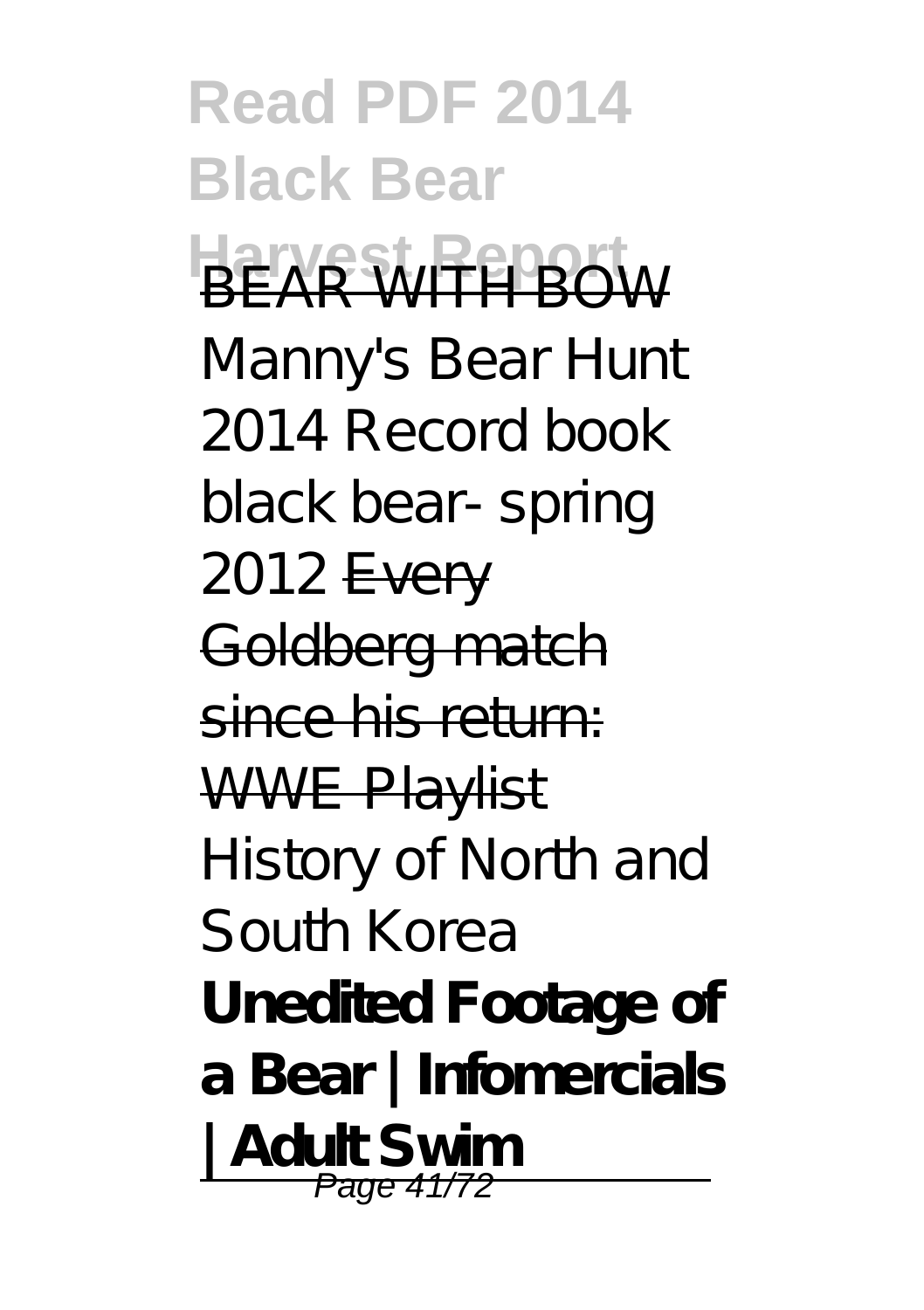BEAR WITH BOW

*Manny's Bear Hunt 2014 Record book black bear- spring 2012* Every Goldberg match since his return: WWE Playlist *History of North and South Korea* **Unedited Footage of a Bear | Infomercials | Adult Swim**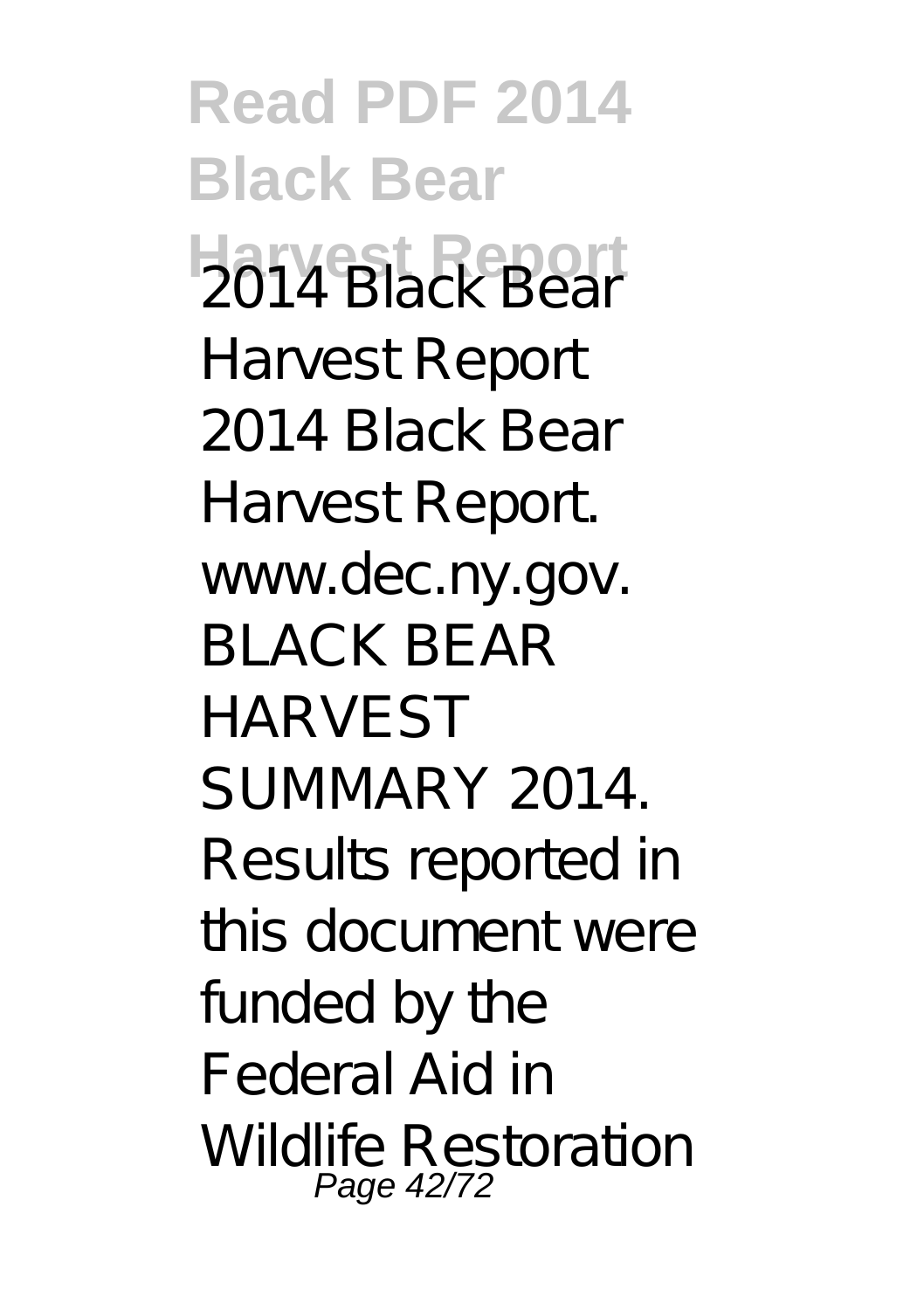2014 Black Bear Harvest Report 2014 Black Bear Harvest Report. www.dec.ny.gov. BLACK BEAR HARVEST SUMMARY 2014. Results reported in this document were funded by the Federal Aid in Wildlife Restoration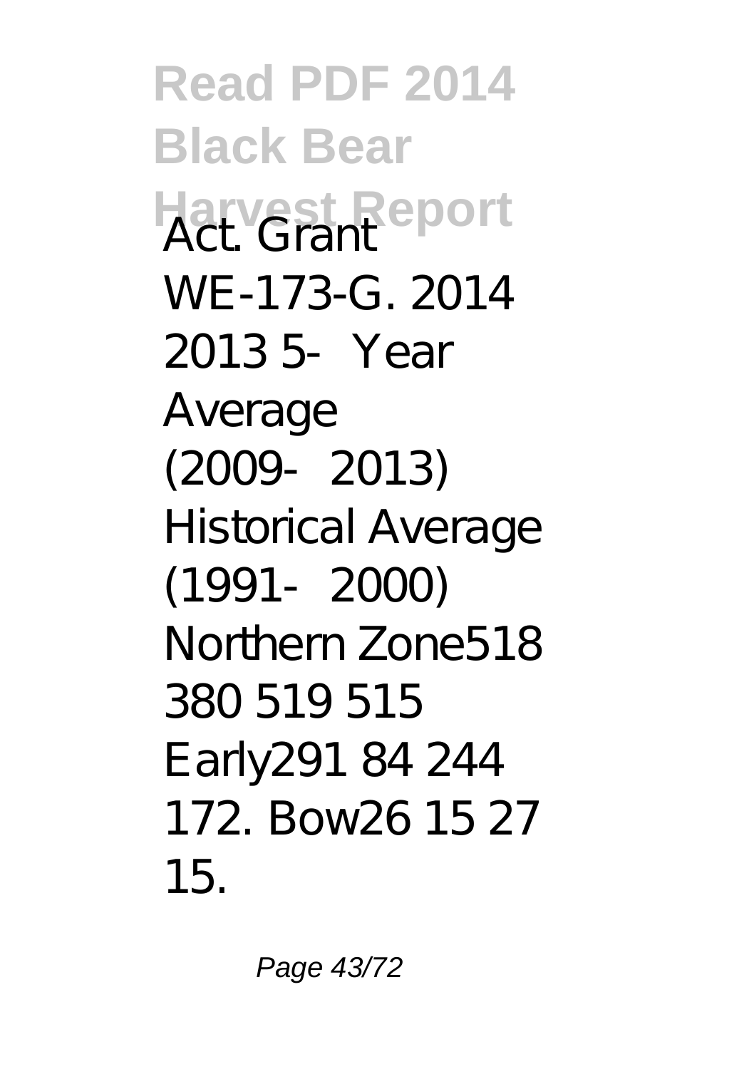Act. Grant WE-173-G. 2014 2013 5‐Year Average (2009‐2013) Historical Average (1991‐2000) Northern Zone518 380 519 515 Early291 84 244 172. Bow26 15 27 15.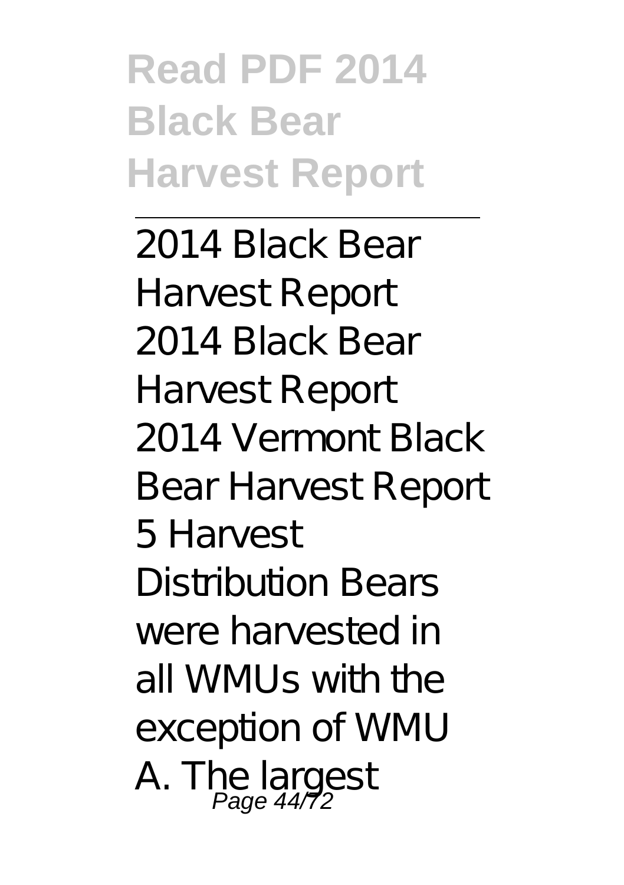# Read PDF 2014 Black Bear Harvest Report

---

2014 Black Bear Harvest Report
2014 Black Bear Harvest Report
2014 Vermont Black Bear Harvest Report 5 Harvest Distribution Bears were harvested in all WMUs with the exception of WMU A. The largest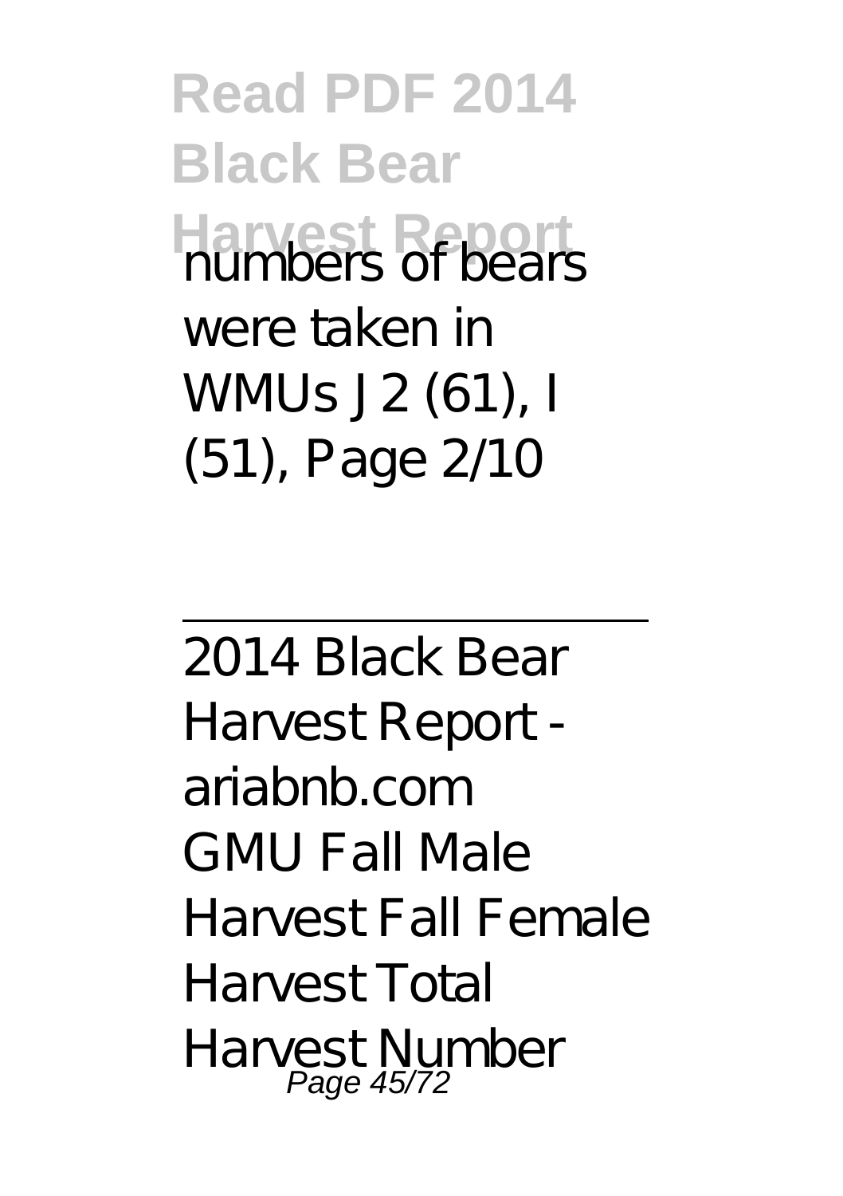numbers of bears were taken in WMUs J2 (61), I (51), Page 2/10

---

2014 Black Bear Harvest Report - ariabnb.com

GMU Fall Male Harvest Fall Female Harvest Total Harvest Number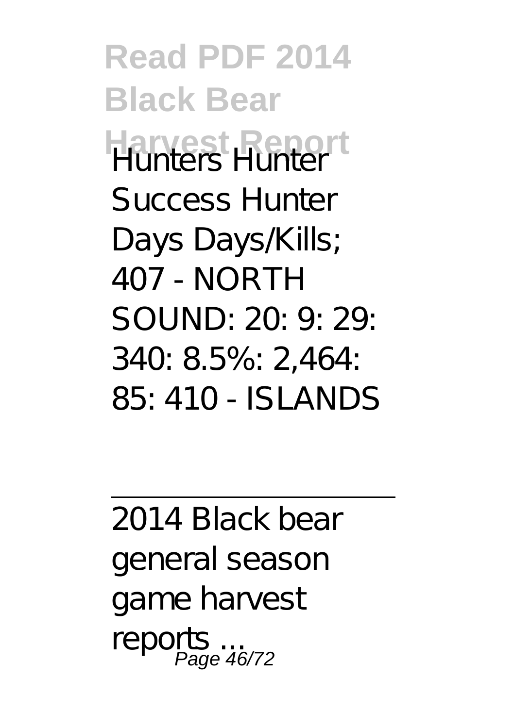Hunters Hunter Success Hunter Days Days/Kills; 407 - NORTH SOUND: 20: 9: 29: 340: 8.5%: 2,464: 85: 410 - ISLANDS

---

2014 Black bear general season game harvest reports ...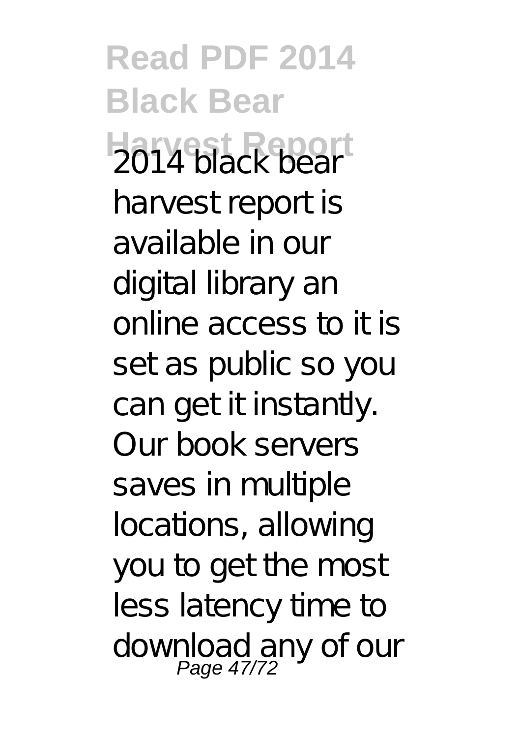2014 black bear harvest report is available in our digital library an online access to it is set as public so you can get it instantly. Our book servers saves in multiple locations, allowing you to get the most less latency time to download any of our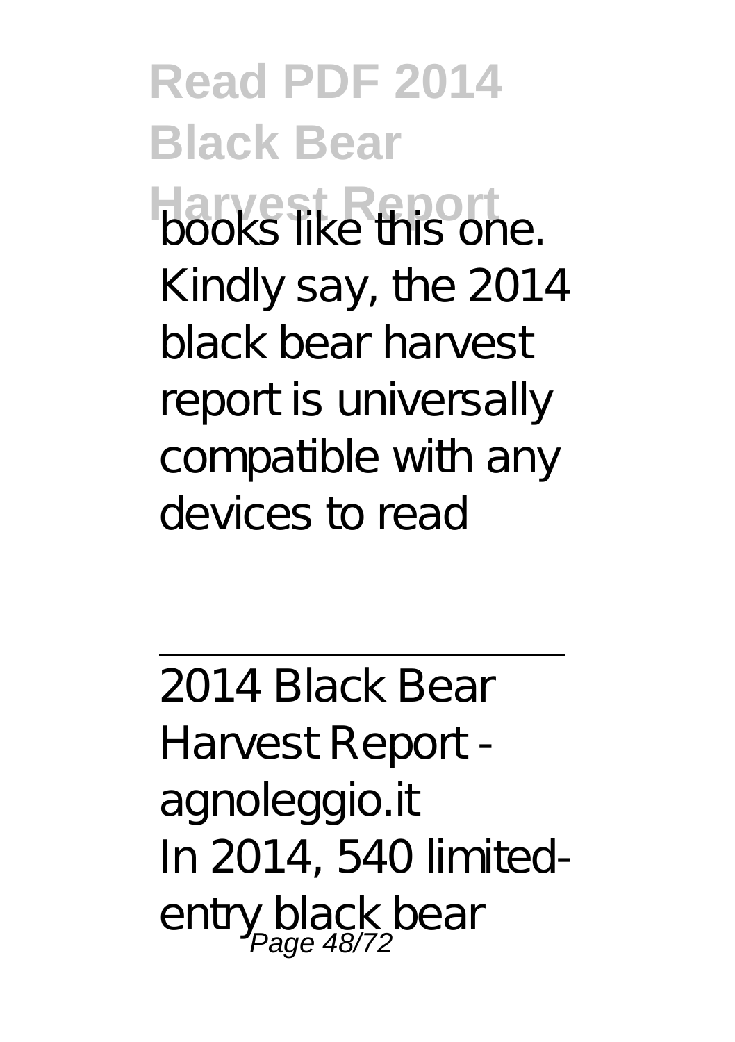books like this one. Kindly say, the 2014 black bear harvest report is universally compatible with any devices to read

---

2014 Black Bear Harvest Report - agnoleggio.it

In 2014, 540 limited-entry black bear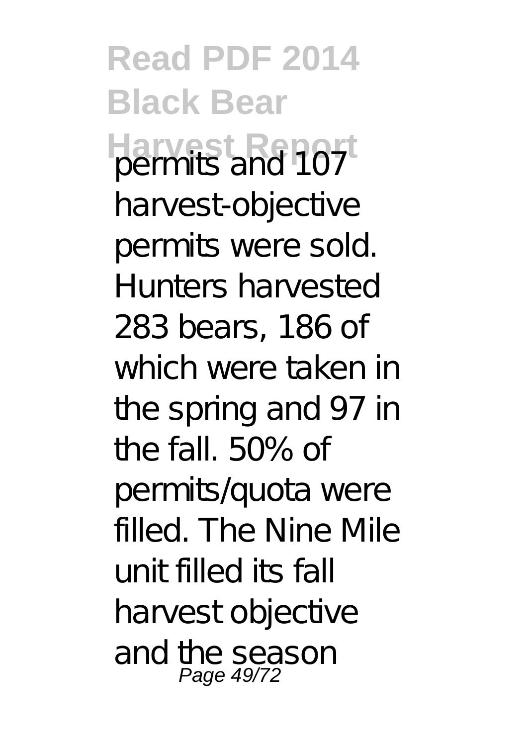permits and 107 harvest-objective permits were sold. Hunters harvested 283 bears, 186 of which were taken in the spring and 97 in the fall. 50% of permits/quota were filled. The Nine Mile unit filled its fall harvest objective and the season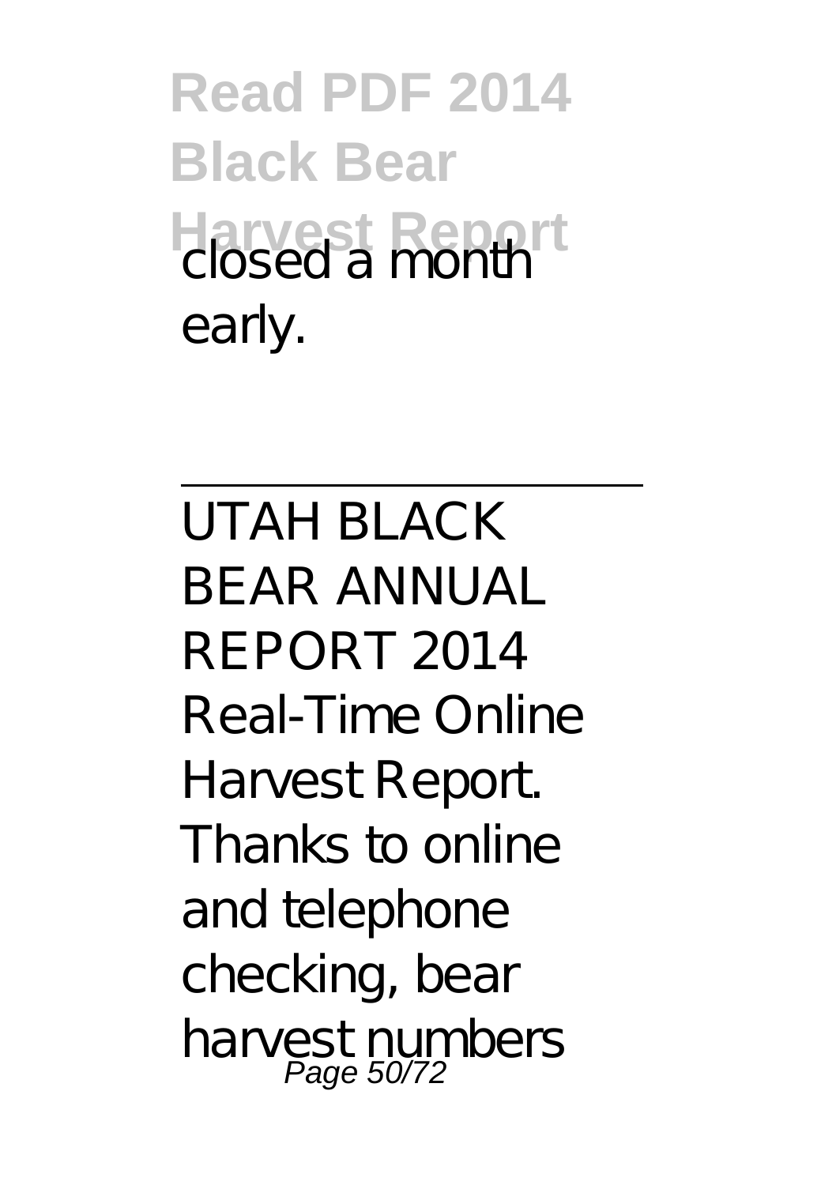closed a month early.

---

UTAH BLACK BEAR ANNUAL REPORT 2014 Real-Time Online Harvest Report. Thanks to online and telephone checking, bear harvest numbers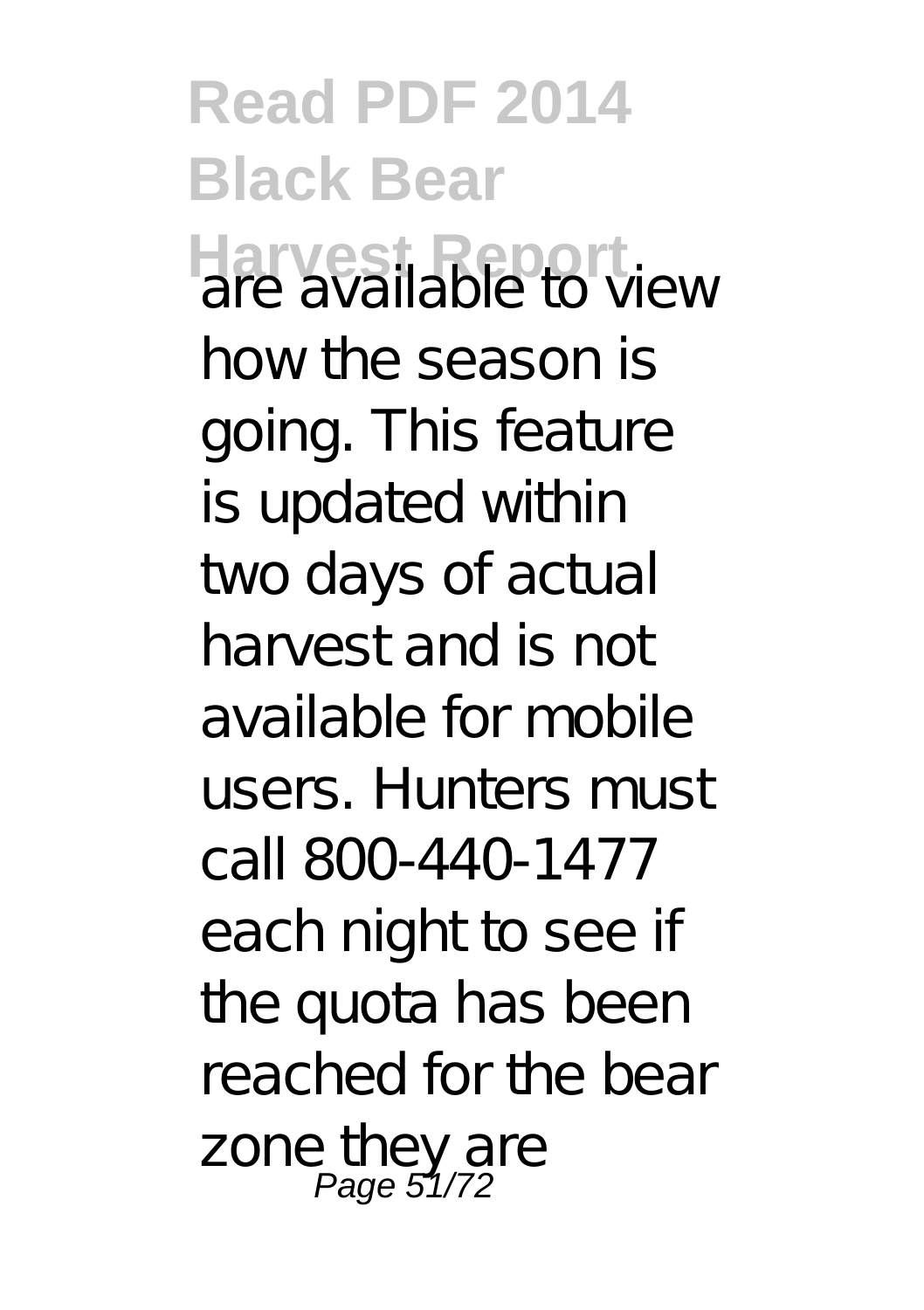are available to view how the season is going. This feature is updated within two days of actual harvest and is not available for mobile users. Hunters must call 800-440-1477 each night to see if the quota has been reached for the bear zone they are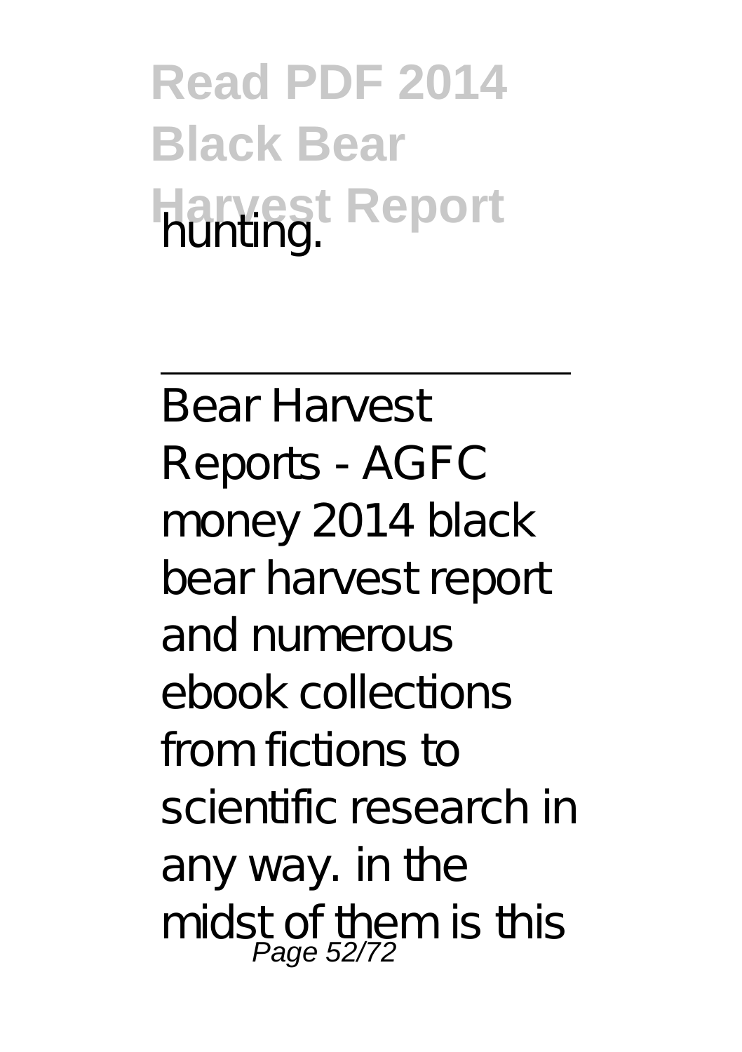hunting.

---

Bear Harvest Reports - AGFC

money 2014 black bear harvest report and numerous ebook collections from fictions to scientific research in any way. in the midst of them is this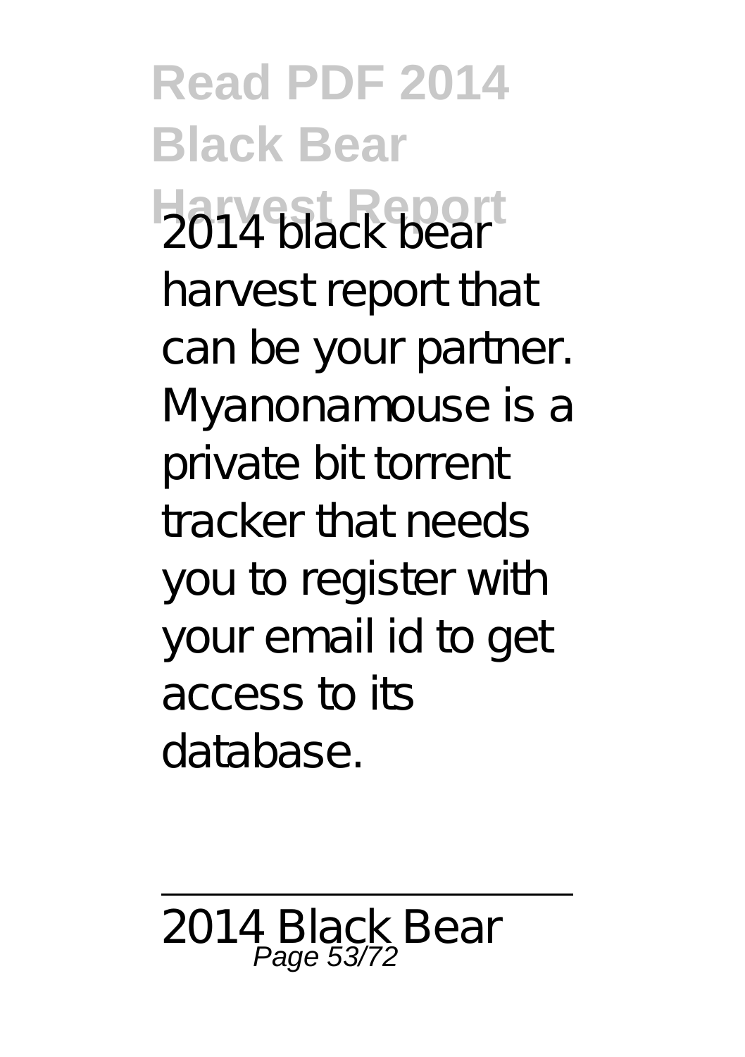2014 black bear harvest report that can be your partner. Myanonamouse is a private bit torrent tracker that needs you to register with your email id to get access to its database.

---

2014 Black Bear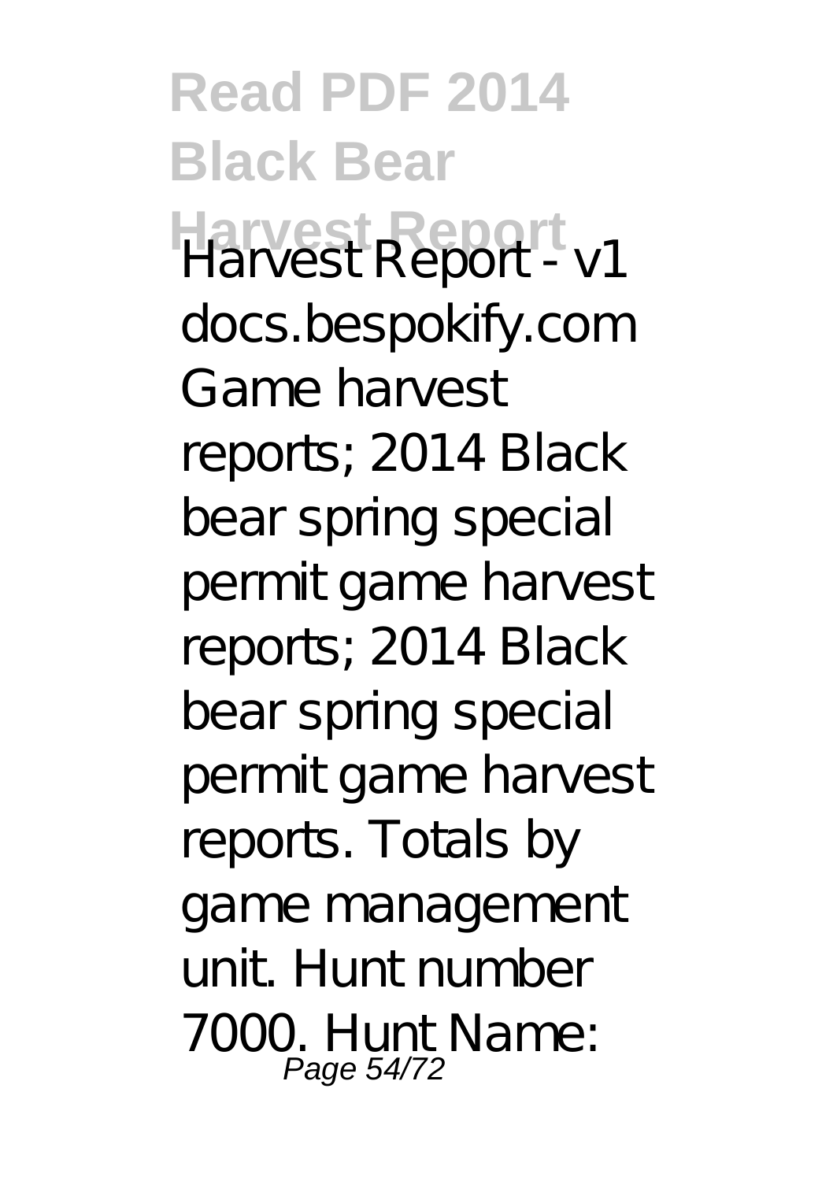Harvest Report - v1 docs.bespokify.com Game harvest reports; 2014 Black bear spring special permit game harvest reports; 2014 Black bear spring special permit game harvest reports. Totals by game management unit. Hunt number 7000. Hunt Name: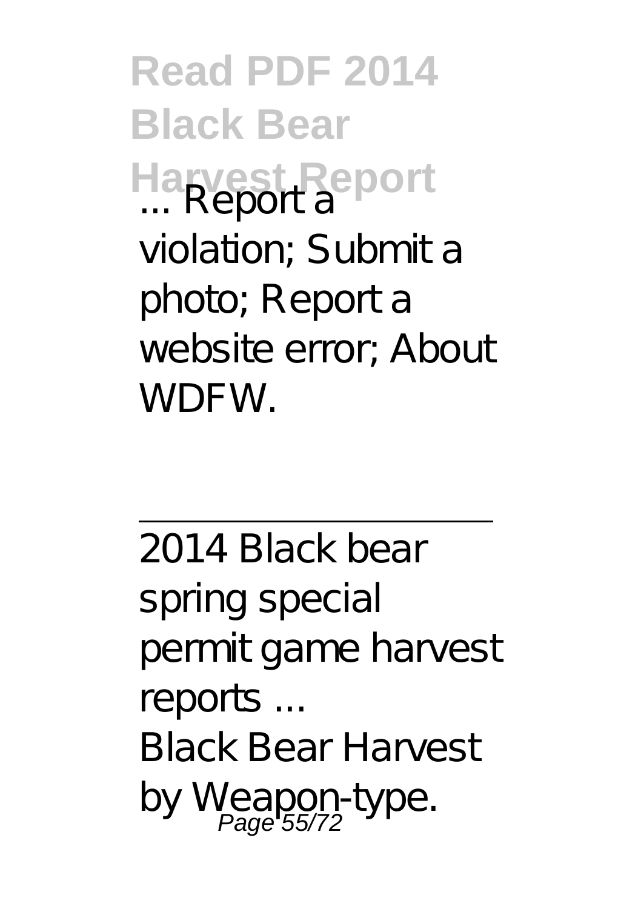... Report a violation; Submit a photo; Report a website error; About WDFW.

---

2014 Black bear spring special permit game harvest reports ...

Black Bear Harvest by Weapon-type.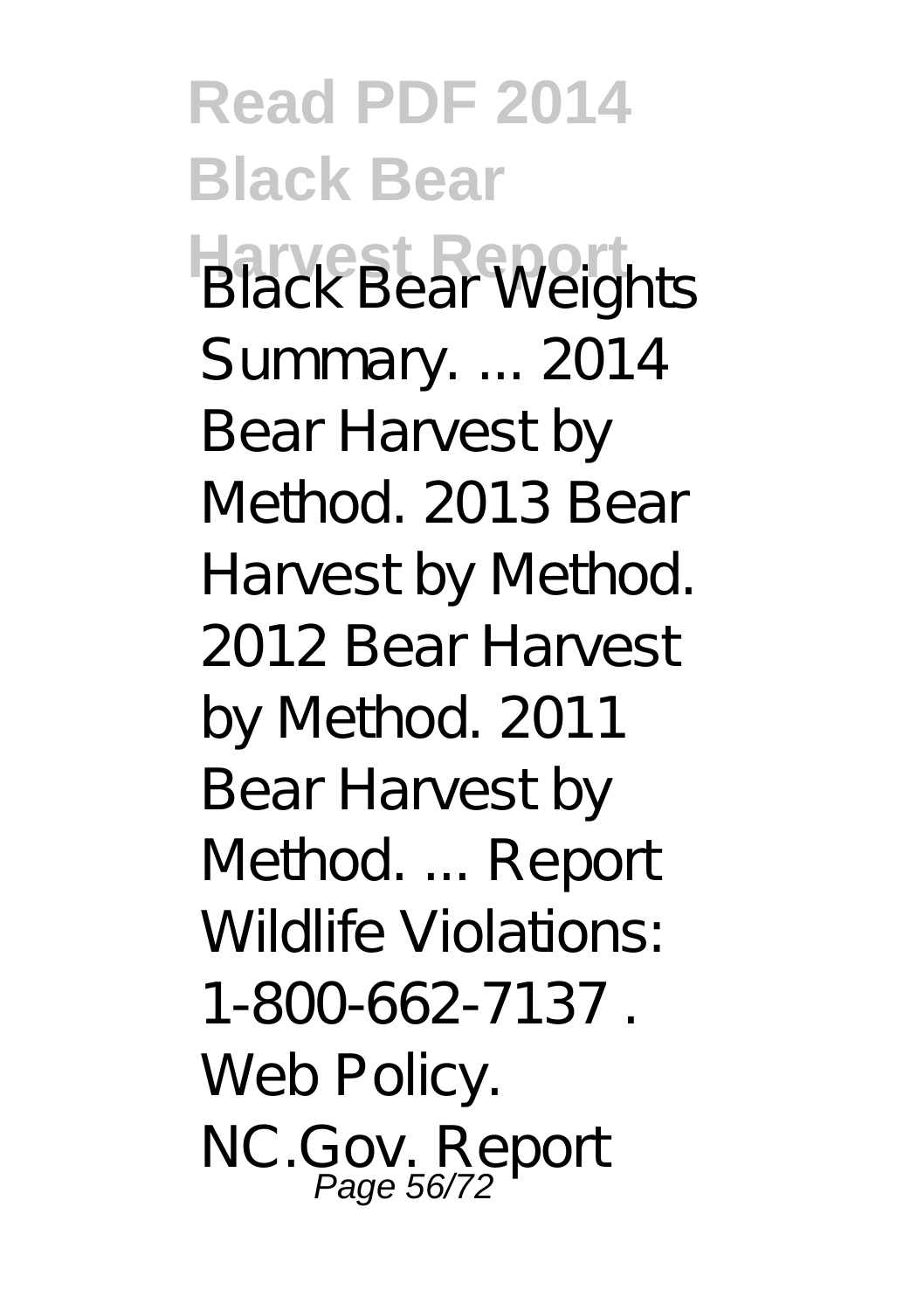Black Bear Weights Summary. ... 2014 Bear Harvest by Method. 2013 Bear Harvest by Method. 2012 Bear Harvest by Method. 2011 Bear Harvest by Method. ... Report Wildlife Violations: 1-800-662-7137 . Web Policy. NC.Gov. Report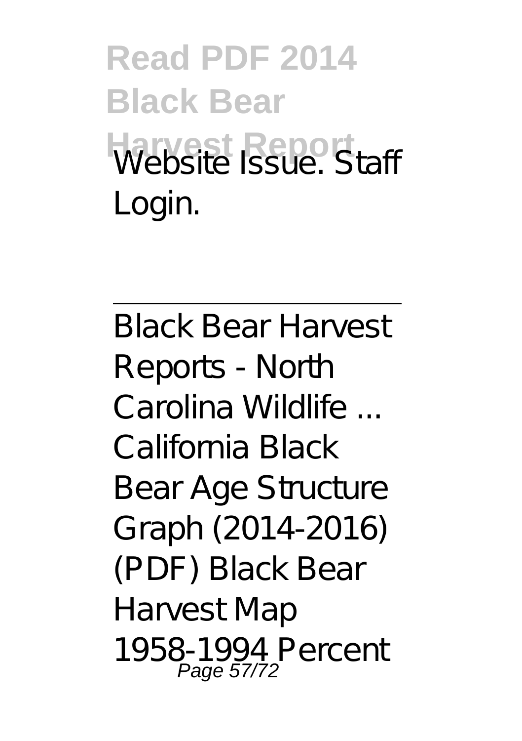Website Issue. Staff Login.

---

Black Bear Harvest Reports - North Carolina Wildlife ...
California Black Bear Age Structure Graph (2014-2016) (PDF) Black Bear Harvest Map 1958-1994 Percent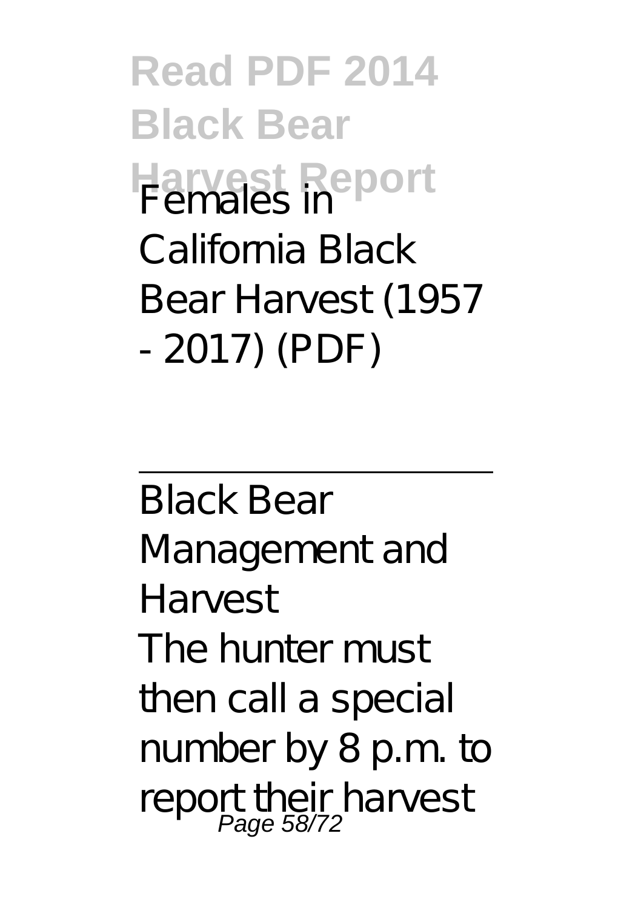Females in California Black Bear Harvest (1957 - 2017) (PDF)

---

Black Bear Management and Harvest

The hunter must then call a special number by 8 p.m. to report their harvest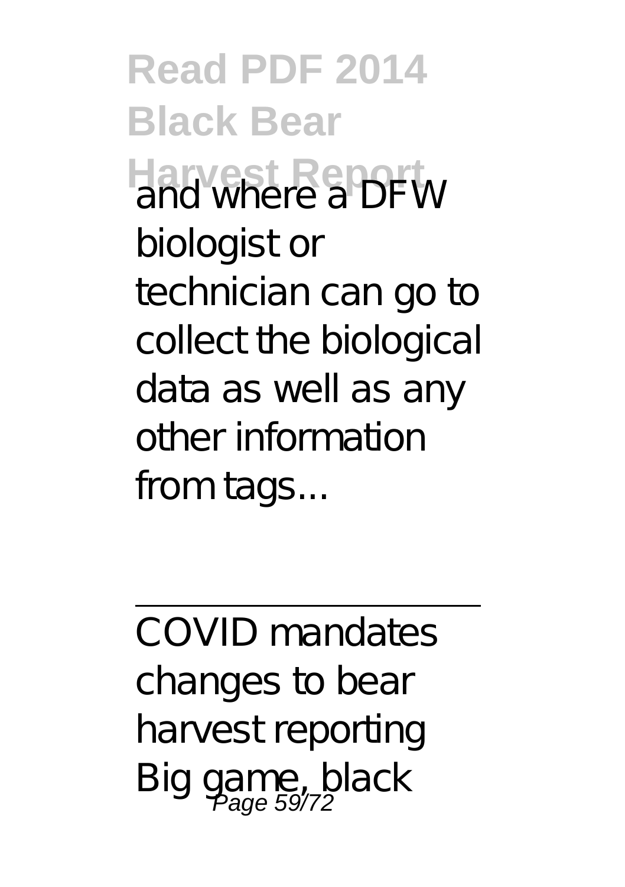and where a DFW biologist or technician can go to collect the biological data as well as any other information from tags...

---

COVID mandates changes to bear harvest reporting

Big game, black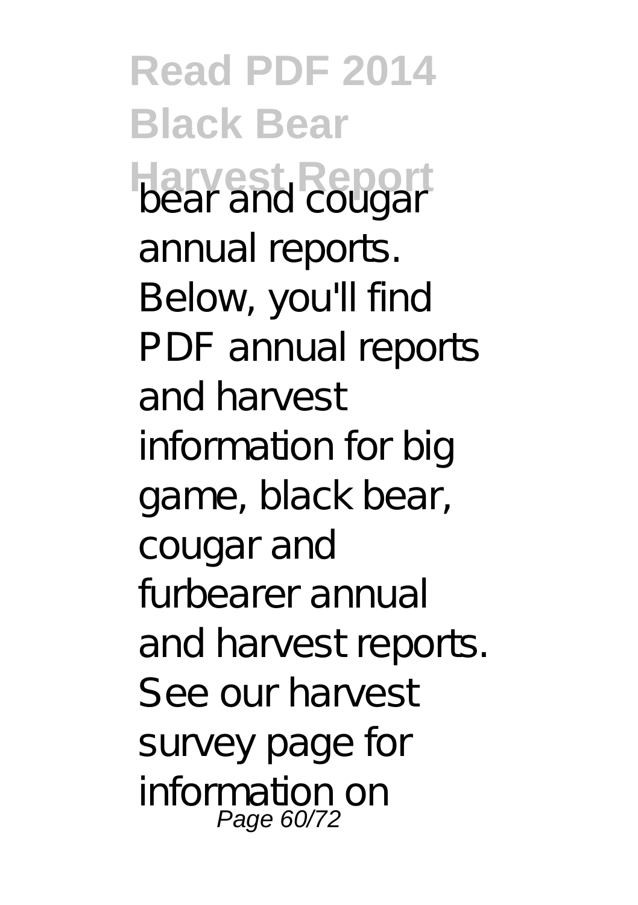bear and cougar annual reports. Below, you'll find PDF annual reports and harvest information for big game, black bear, cougar and furbearer annual and harvest reports. See our harvest survey page for information on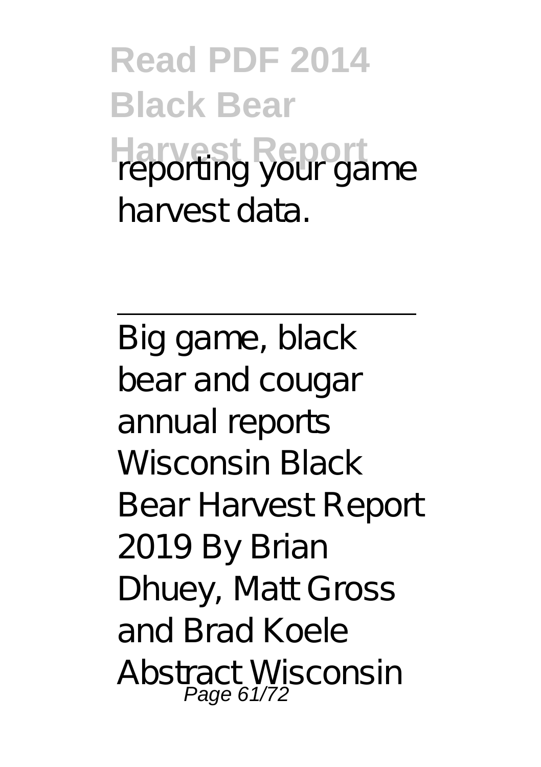reporting your game harvest data.

---

Big game, black bear and cougar annual reports
Wisconsin Black Bear Harvest Report 2019 By Brian Dhuey, Matt Gross and Brad Koele Abstract Wisconsin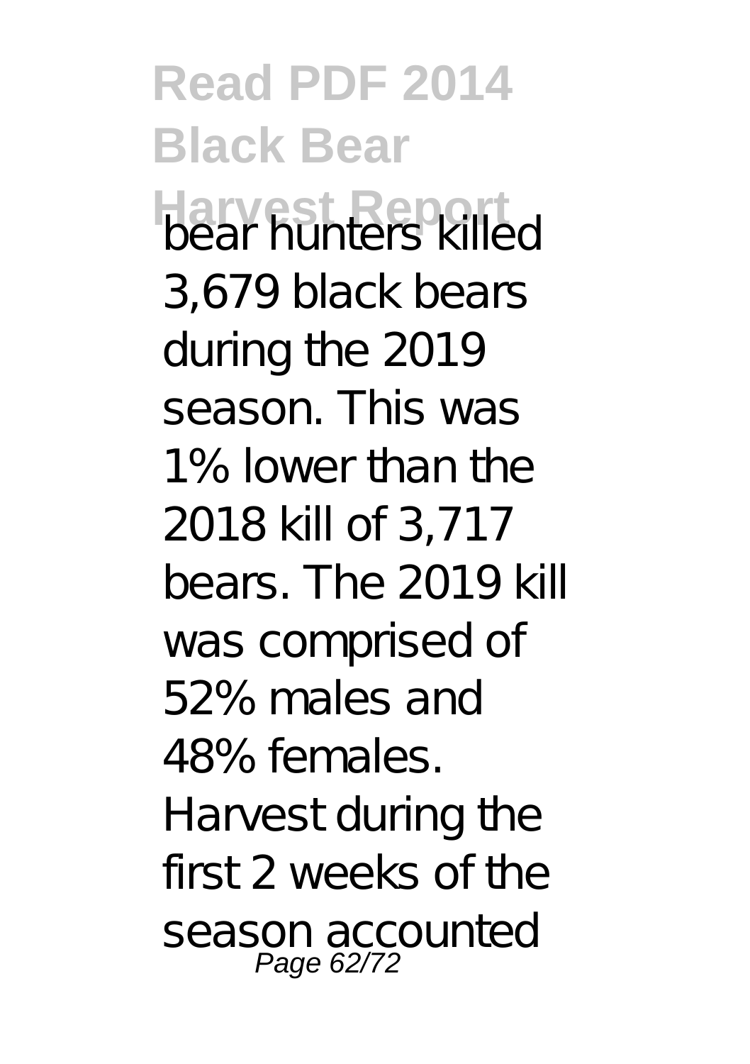bear hunters killed 3,679 black bears during the 2019 season. This was 1% lower than the 2018 kill of 3,717 bears. The 2019 kill was comprised of 52% males and 48% females. Harvest during the first 2 weeks of the season accounted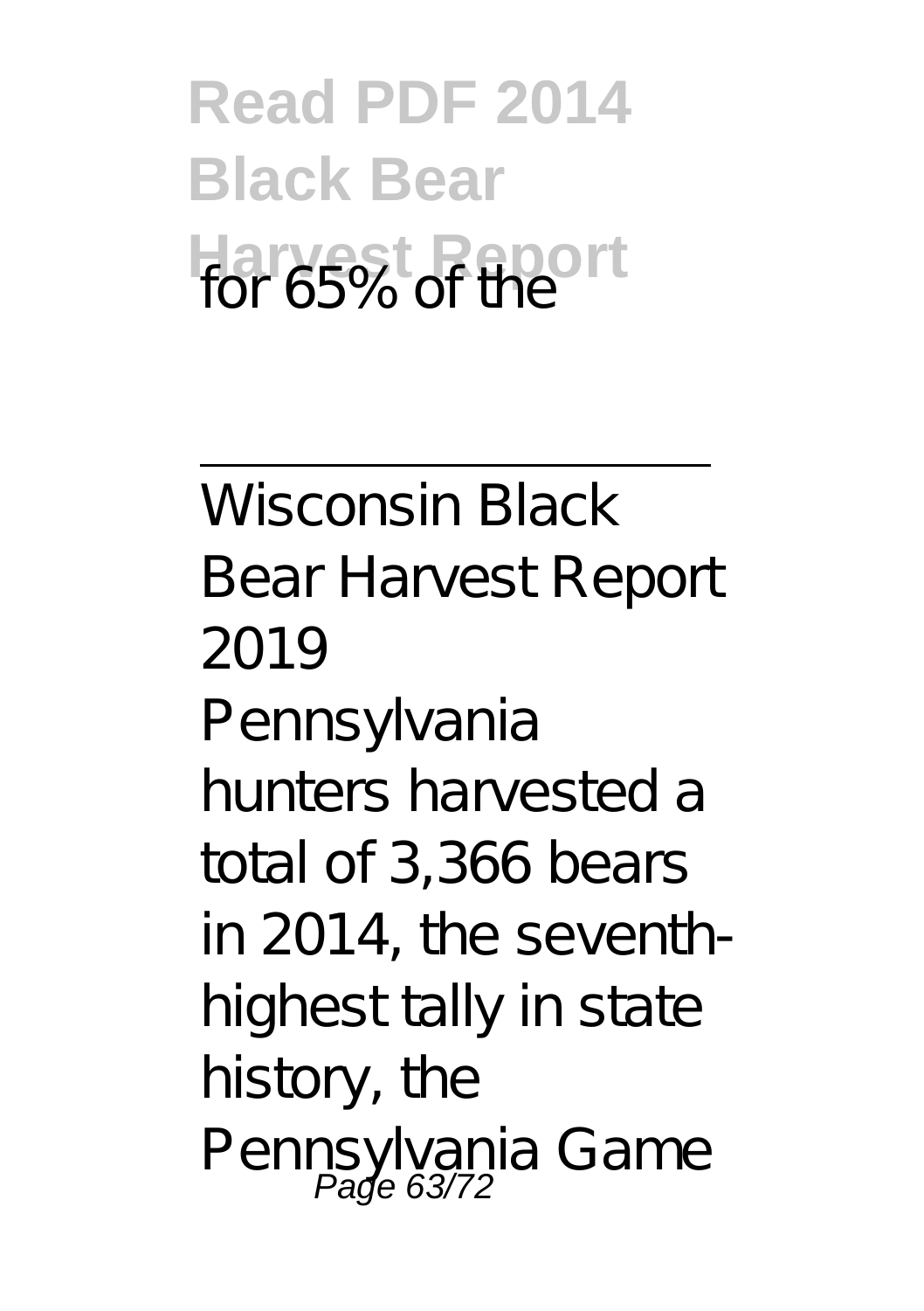for 65% of the

---

Wisconsin Black Bear Harvest Report 2019

Pennsylvania hunters harvested a total of 3,366 bears in 2014, the seventh-highest tally in state history, the Pennsylvania Game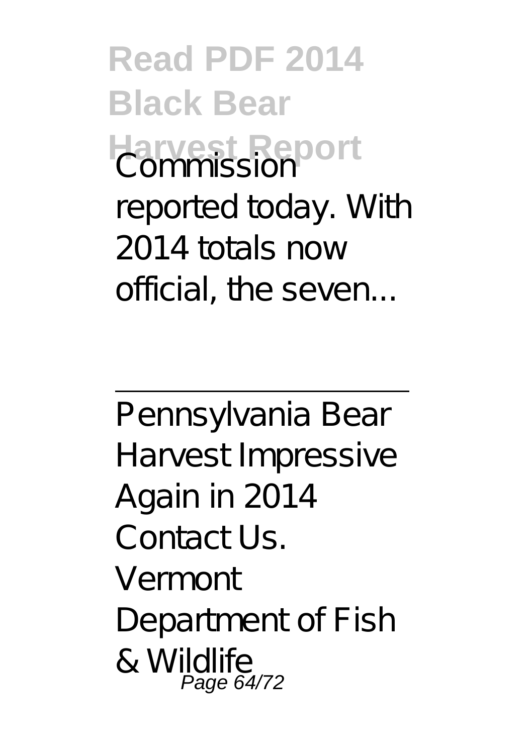Commission reported today. With 2014 totals now official, the seven...

---

Pennsylvania Bear Harvest Impressive Again in 2014

Contact Us. Vermont Department of Fish & Wildlife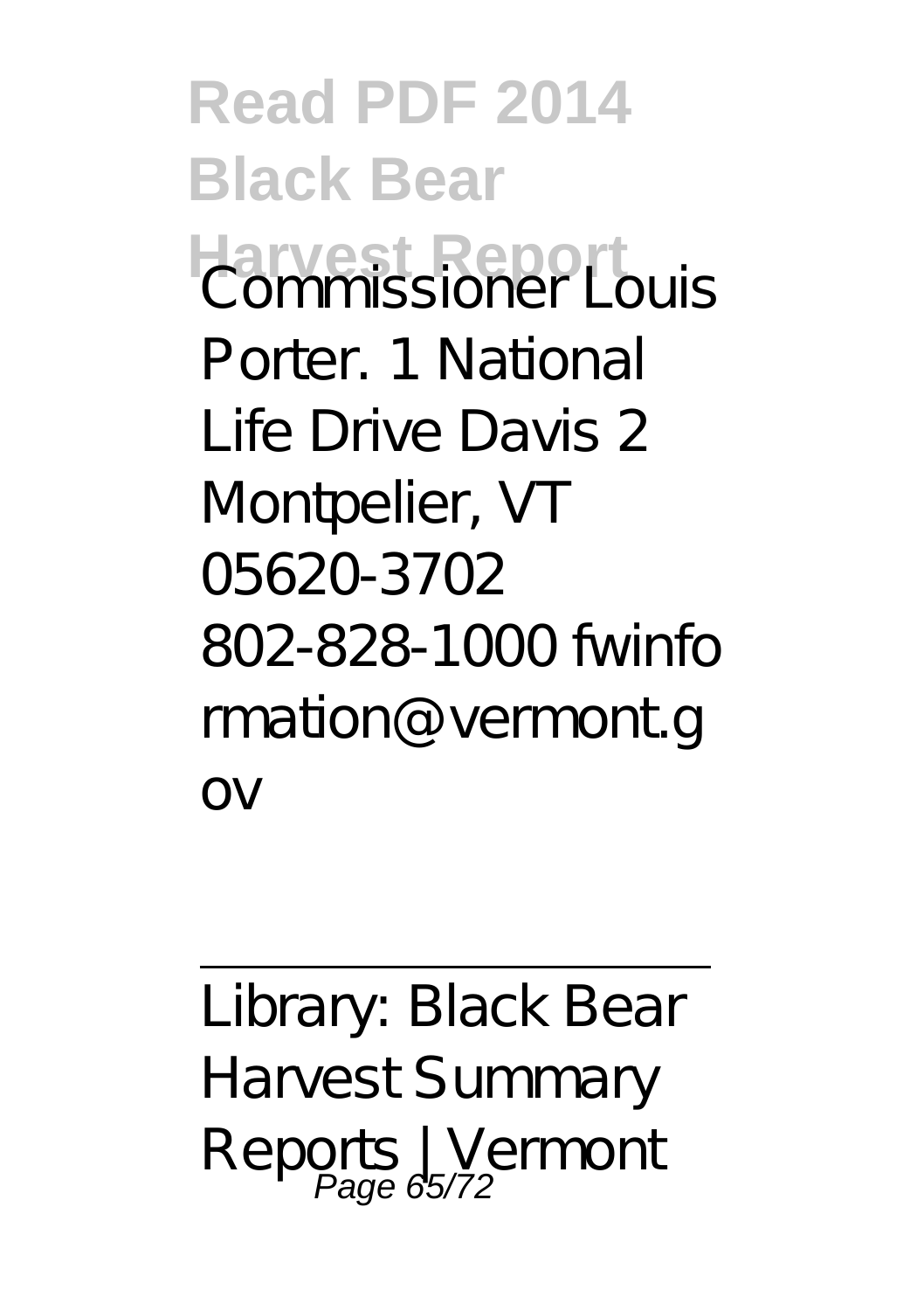Commissioner Louis Porter. 1 National Life Drive Davis 2 Montpelier, VT 05620-3702 802-828-1000 fwinformation@vermont.gov

---

Library: Black Bear Harvest Summary Reports | Vermont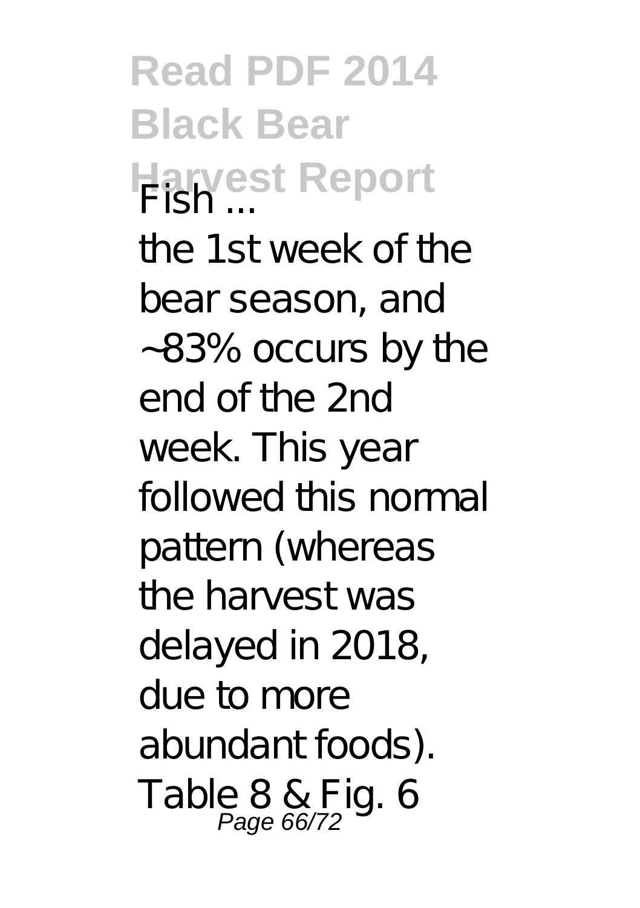Fish ...

the 1st week of the bear season, and ~83% occurs by the end of the 2nd week. This year followed this normal pattern (whereas the harvest was delayed in 2018, due to more abundant foods). Table 8 & Fig. 6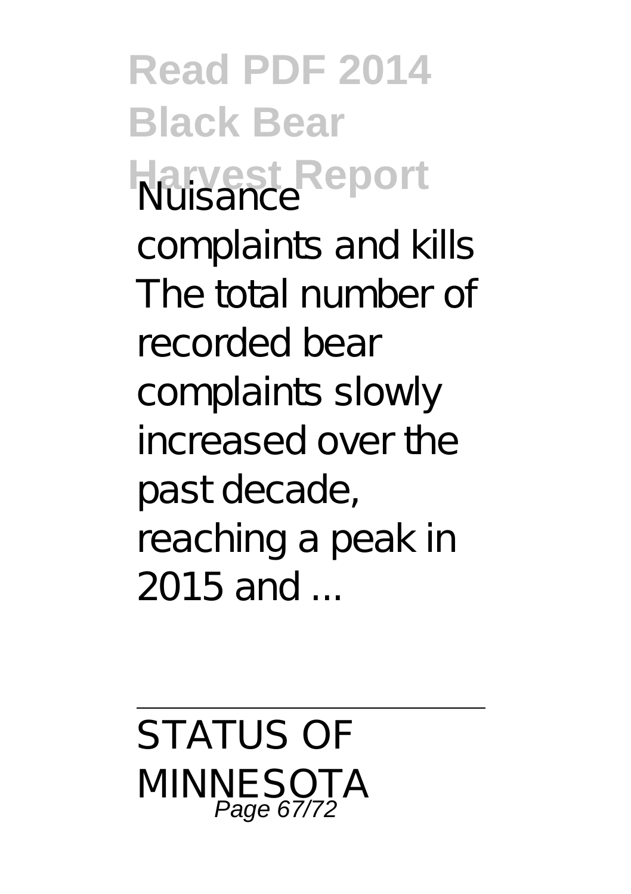Nuisance complaints and kills The total number of recorded bear complaints slowly increased over the past decade, reaching a peak in 2015 and ...

---

STATUS OF MINNESOTA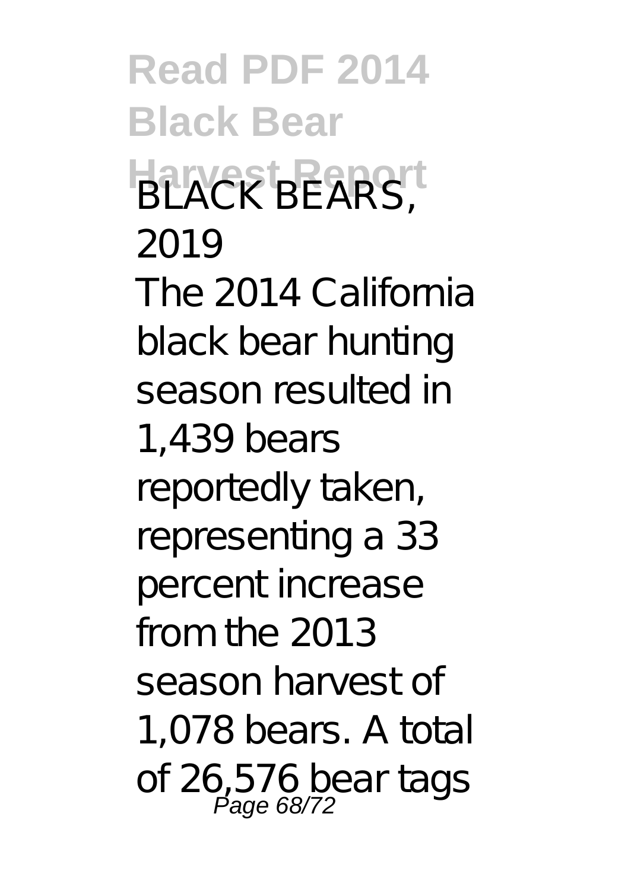BLACK BEARS, 2019

The 2014 California black bear hunting season resulted in 1,439 bears reportedly taken, representing a 33 percent increase from the 2013 season harvest of 1,078 bears. A total of 26,576 bear tags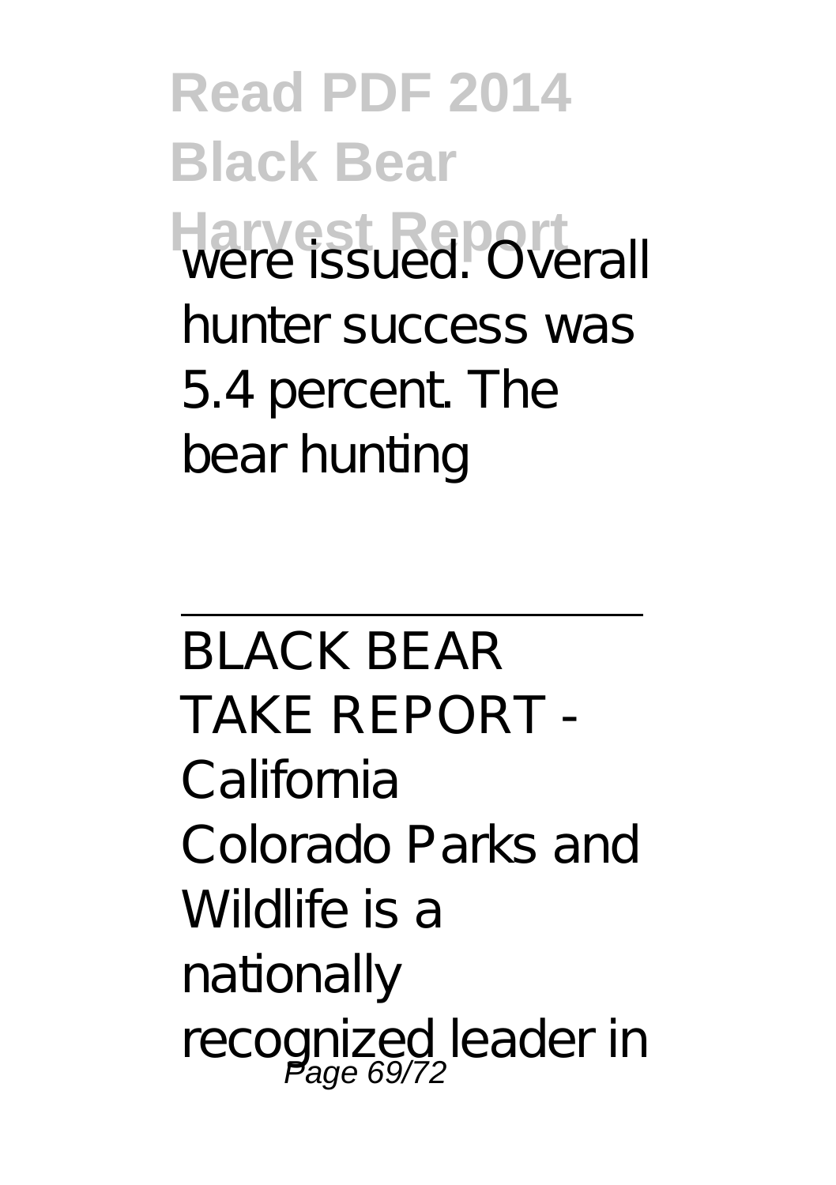were issued. Overall hunter success was 5.4 percent. The bear hunting

BLACK BEAR TAKE REPORT - California

Colorado Parks and Wildlife is a nationally recognized leader in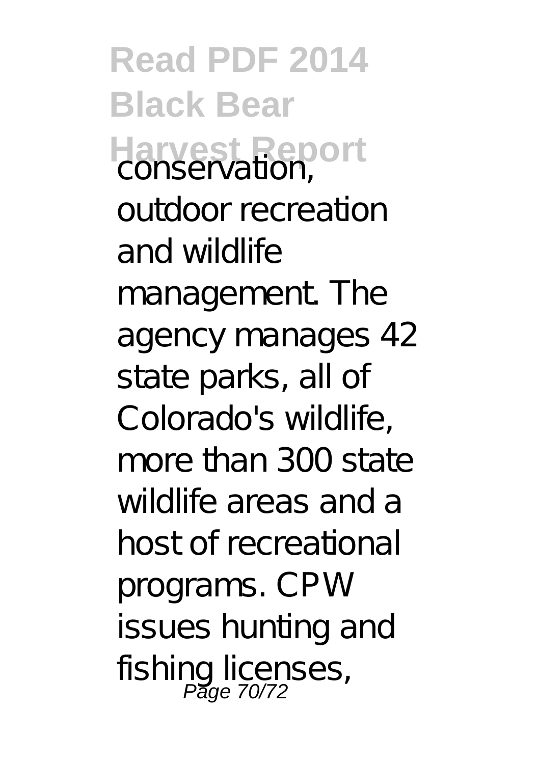conservation, outdoor recreation and wildlife management. The agency manages 42 state parks, all of Colorado's wildlife, more than 300 state wildlife areas and a host of recreational programs. CPW issues hunting and fishing licenses,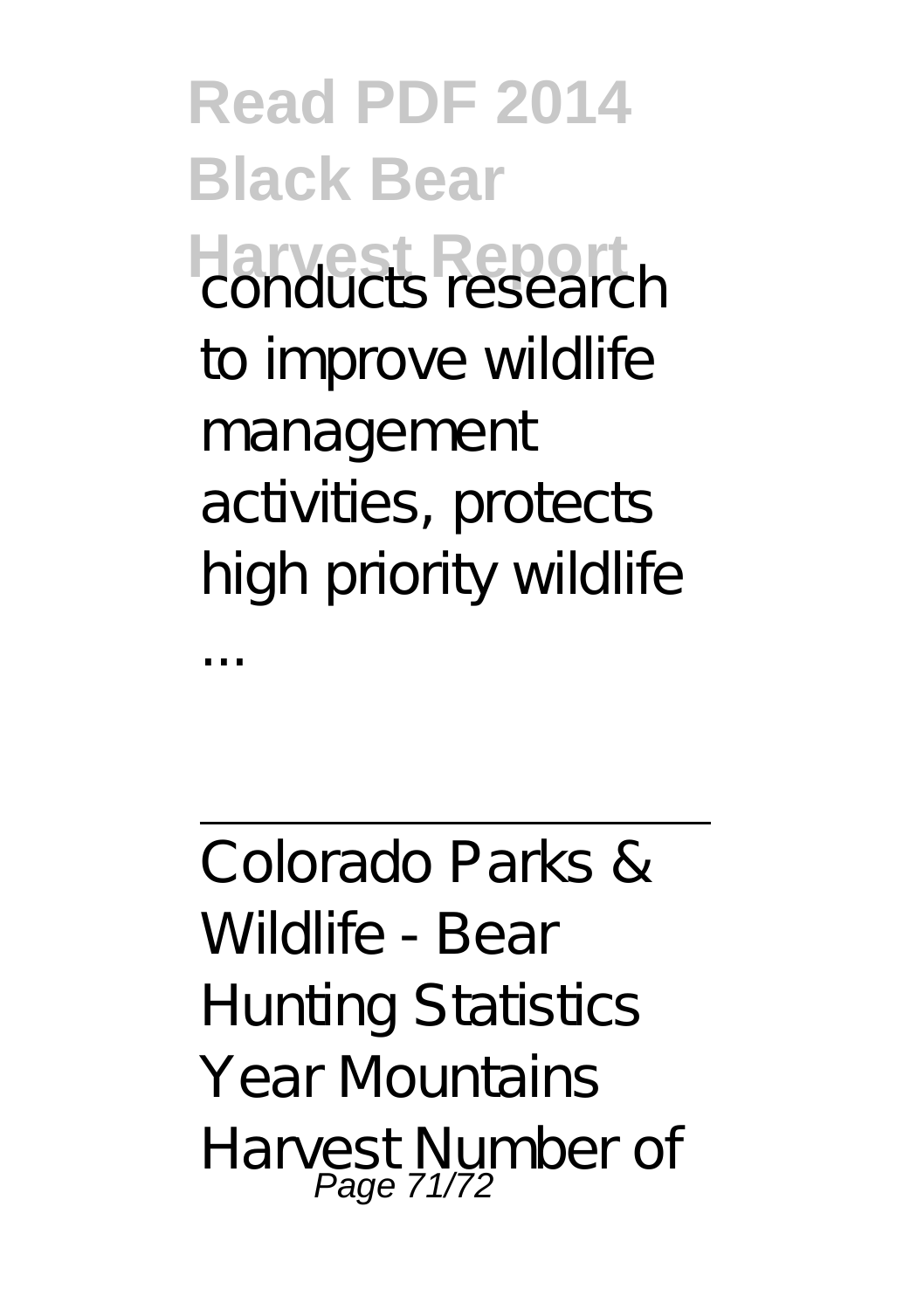conducts research to improve wildlife management activities, protects high priority wildlife ...

---

Colorado Parks & Wildlife - Bear Hunting Statistics Year Mountains Harvest Number of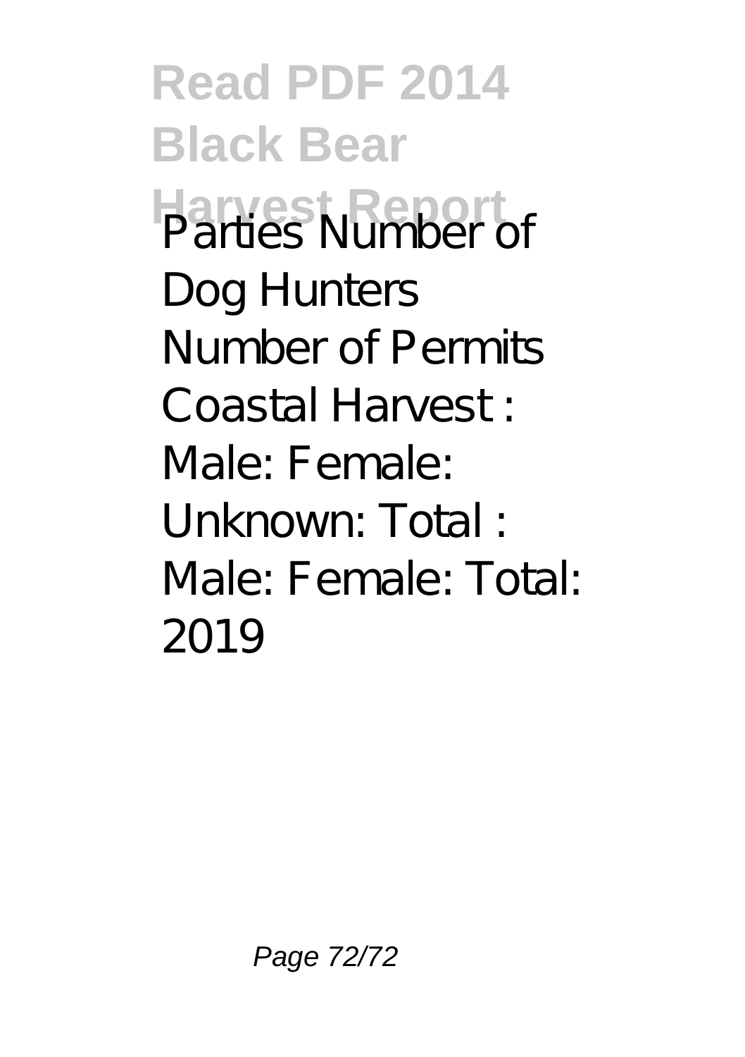Parties Number of Dog Hunters Number of Permits Coastal Harvest : Male: Female: Unknown: Total : Male: Female: Total: 2019